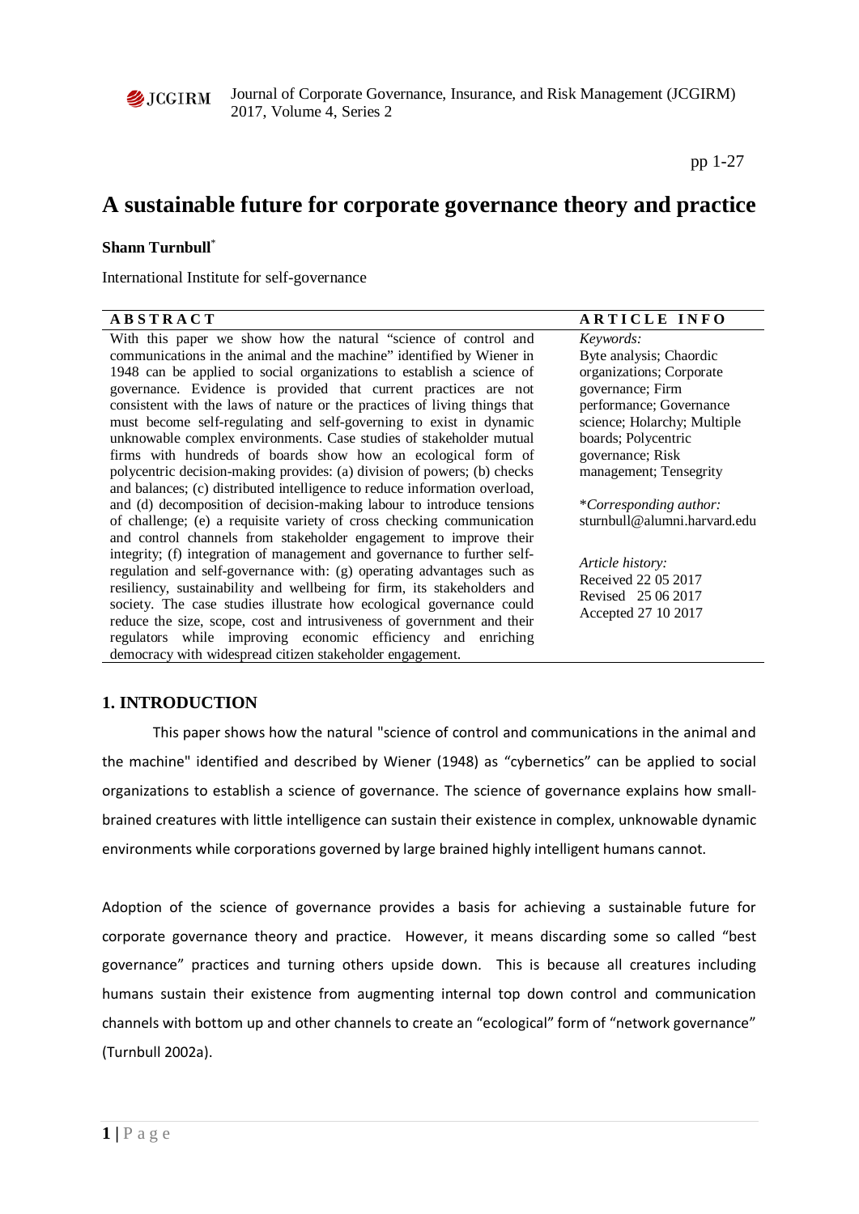# A sustainable future for corporate governance theory and practice

**Shann Turnbull***

International Institute for self-governance

| ABSTRACT | ARTICLE INFO |
|---|---|
| With this paper we show how the natural "science of control and communications in the animal and the machine" identified by Wiener in 1948 can be applied to social organizations to establish a science of governance. Evidence is provided that current practices are not consistent with the laws of nature or the practices of living things that must become self-regulating and self-governing to exist in dynamic unknowable complex environments. Case studies of stakeholder mutual firms with hundreds of boards show how an ecological form of polycentric decision-making provides: (a) division of powers; (b) checks and balances; (c) distributed intelligence to reduce information overload, and (d) decomposition of decision-making labour to introduce tensions of challenge; (e) a requisite variety of cross checking communication and control channels from stakeholder engagement to improve their integrity; (f) integration of management and governance to further self-regulation and self-governance with: (g) operating advantages such as resiliency, sustainability and wellbeing for firm, its stakeholders and society. The case studies illustrate how ecological governance could reduce the size, scope, cost and intrusiveness of government and their regulators while improving economic efficiency and enriching democracy with widespread citizen stakeholder engagement. | *Keywords:* Byte analysis; Chaordic organizations; Corporate governance; Firm performance; Governance science; Holarchy; Multiple boards; Polycentric governance; Risk management; Tensegrity<br><br>**Corresponding author:* sturnbull@alumni.harvard.edu<br><br>*Article history:*<br>Received 22 05 2017<br>Revised 25 06 2017<br>Accepted 27 10 2017 |

## 1. INTRODUCTION

This paper shows how the natural "science of control and communications in the animal and the machine" identified and described by Wiener (1948) as "cybernetics" can be applied to social organizations to establish a science of governance. The science of governance explains how small-brained creatures with little intelligence can sustain their existence in complex, unknowable dynamic environments while corporations governed by large brained highly intelligent humans cannot.

Adoption of the science of governance provides a basis for achieving a sustainable future for corporate governance theory and practice. However, it means discarding some so called "best governance" practices and turning others upside down. This is because all creatures including humans sustain their existence from augmenting internal top down control and communication channels with bottom up and other channels to create an "ecological" form of "network governance" (Turnbull 2002a).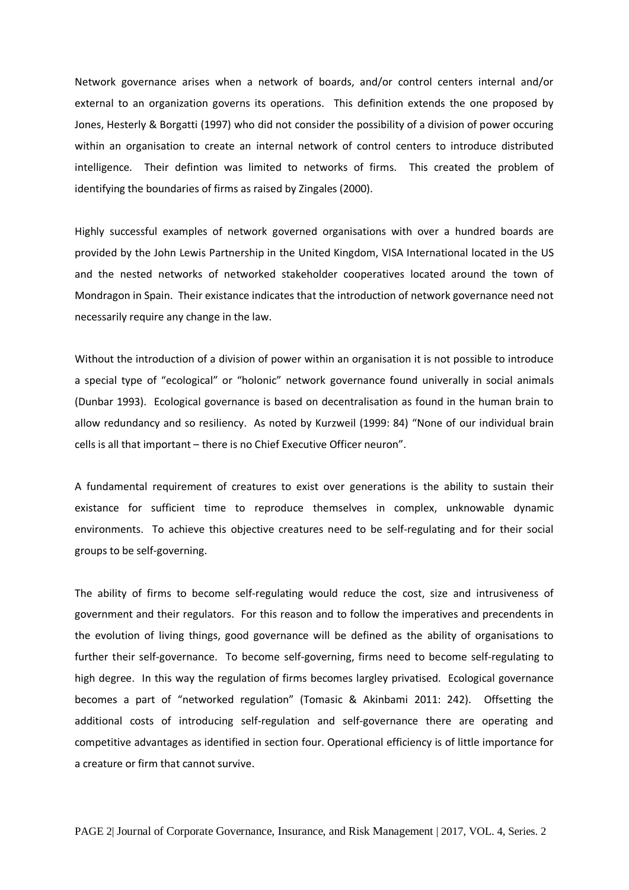Network governance arises when a network of boards, and/or control centers internal and/or external to an organization governs its operations. This definition extends the one proposed by Jones, Hesterly & Borgatti (1997) who did not consider the possibility of a division of power occuring within an organisation to create an internal network of control centers to introduce distributed intelligence. Their defintion was limited to networks of firms. This created the problem of identifying the boundaries of firms as raised by Zingales (2000).

Highly successful examples of network governed organisations with over a hundred boards are provided by the John Lewis Partnership in the United Kingdom, VISA International located in the US and the nested networks of networked stakeholder cooperatives located around the town of Mondragon in Spain. Their existance indicates that the introduction of network governance need not necessarily require any change in the law.

Without the introduction of a division of power within an organisation it is not possible to introduce a special type of "ecological" or "holonic" network governance found univerally in social animals (Dunbar 1993). Ecological governance is based on decentralisation as found in the human brain to allow redundancy and so resiliency. As noted by Kurzweil (1999: 84) "None of our individual brain cells is all that important – there is no Chief Executive Officer neuron".

A fundamental requirement of creatures to exist over generations is the ability to sustain their existance for sufficient time to reproduce themselves in complex, unknowable dynamic environments. To achieve this objective creatures need to be self-regulating and for their social groups to be self-governing.

The ability of firms to become self-regulating would reduce the cost, size and intrusiveness of government and their regulators. For this reason and to follow the imperatives and precendents in the evolution of living things, good governance will be defined as the ability of organisations to further their self-governance. To become self-governing, firms need to become self-regulating to high degree. In this way the regulation of firms becomes largley privatised. Ecological governance becomes a part of "networked regulation" (Tomasic & Akinbami 2011: 242). Offsetting the additional costs of introducing self-regulation and self-governance there are operating and competitive advantages as identified in section four. Operational efficiency is of little importance for a creature or firm that cannot survive.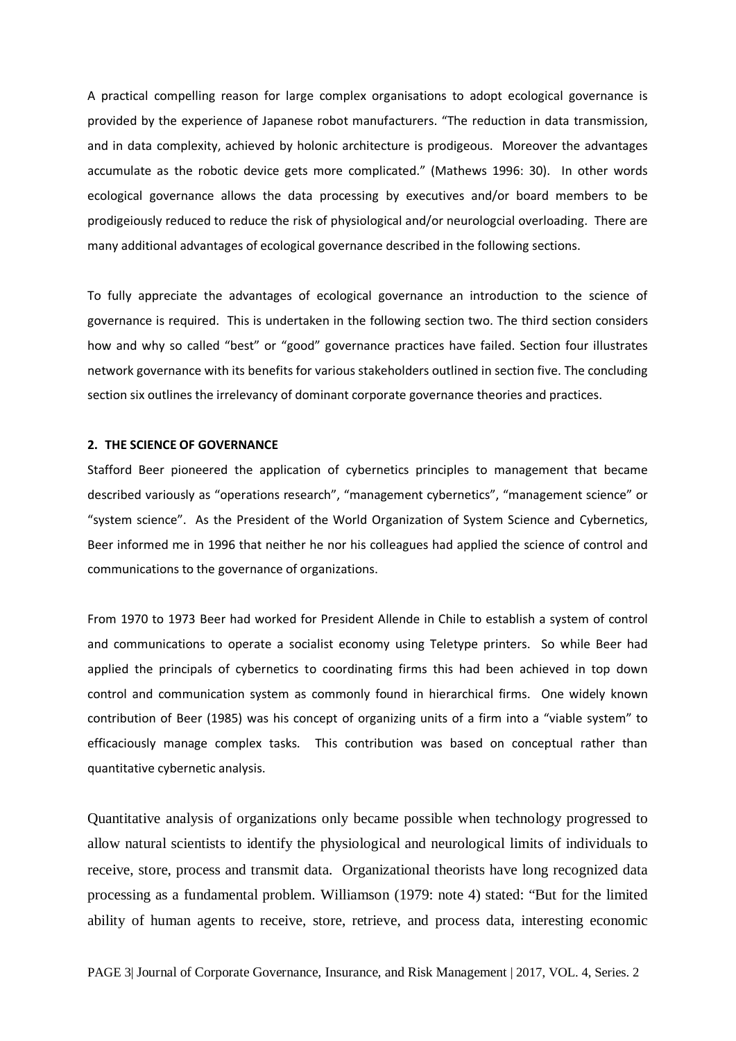A practical compelling reason for large complex organisations to adopt ecological governance is provided by the experience of Japanese robot manufacturers. "The reduction in data transmission, and in data complexity, achieved by holonic architecture is prodigeous. Moreover the advantages accumulate as the robotic device gets more complicated." (Mathews 1996: 30). In other words ecological governance allows the data processing by executives and/or board members to be prodigeiously reduced to reduce the risk of physiological and/or neurologcial overloading. There are many additional advantages of ecological governance described in the following sections.

To fully appreciate the advantages of ecological governance an introduction to the science of governance is required. This is undertaken in the following section two. The third section considers how and why so called "best" or "good" governance practices have failed. Section four illustrates network governance with its benefits for various stakeholders outlined in section five. The concluding section six outlines the irrelevancy of dominant corporate governance theories and practices.

## 2. THE SCIENCE OF GOVERNANCE

Stafford Beer pioneered the application of cybernetics principles to management that became described variously as "operations research", "management cybernetics", "management science" or "system science". As the President of the World Organization of System Science and Cybernetics, Beer informed me in 1996 that neither he nor his colleagues had applied the science of control and communications to the governance of organizations.

From 1970 to 1973 Beer had worked for President Allende in Chile to establish a system of control and communications to operate a socialist economy using Teletype printers. So while Beer had applied the principals of cybernetics to coordinating firms this had been achieved in top down control and communication system as commonly found in hierarchical firms. One widely known contribution of Beer (1985) was his concept of organizing units of a firm into a "viable system" to efficaciously manage complex tasks. This contribution was based on conceptual rather than quantitative cybernetic analysis.

Quantitative analysis of organizations only became possible when technology progressed to allow natural scientists to identify the physiological and neurological limits of individuals to receive, store, process and transmit data. Organizational theorists have long recognized data processing as a fundamental problem. Williamson (1979: note 4) stated: "But for the limited ability of human agents to receive, store, retrieve, and process data, interesting economic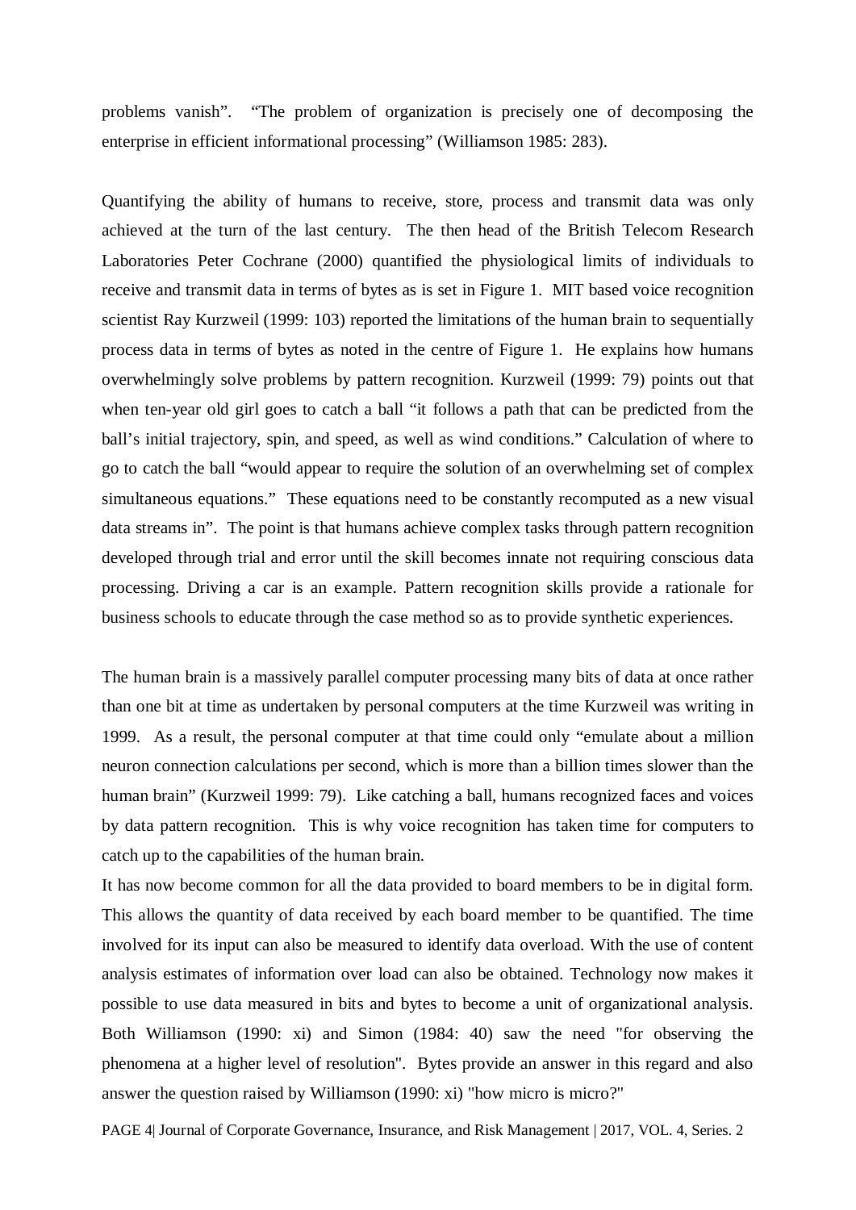problems vanish". "The problem of organization is precisely one of decomposing the enterprise in efficient informational processing" (Williamson 1985: 283).

Quantifying the ability of humans to receive, store, process and transmit data was only achieved at the turn of the last century. The then head of the British Telecom Research Laboratories Peter Cochrane (2000) quantified the physiological limits of individuals to receive and transmit data in terms of bytes as is set in Figure 1. MIT based voice recognition scientist Ray Kurzweil (1999: 103) reported the limitations of the human brain to sequentially process data in terms of bytes as noted in the centre of Figure 1. He explains how humans overwhelmingly solve problems by pattern recognition. Kurzweil (1999: 79) points out that when ten-year old girl goes to catch a ball "it follows a path that can be predicted from the ball's initial trajectory, spin, and speed, as well as wind conditions." Calculation of where to go to catch the ball "would appear to require the solution of an overwhelming set of complex simultaneous equations." These equations need to be constantly recomputed as a new visual data streams in". The point is that humans achieve complex tasks through pattern recognition developed through trial and error until the skill becomes innate not requiring conscious data processing. Driving a car is an example. Pattern recognition skills provide a rationale for business schools to educate through the case method so as to provide synthetic experiences.

The human brain is a massively parallel computer processing many bits of data at once rather than one bit at time as undertaken by personal computers at the time Kurzweil was writing in 1999. As a result, the personal computer at that time could only "emulate about a million neuron connection calculations per second, which is more than a billion times slower than the human brain" (Kurzweil 1999: 79). Like catching a ball, humans recognized faces and voices by data pattern recognition. This is why voice recognition has taken time for computers to catch up to the capabilities of the human brain.

It has now become common for all the data provided to board members to be in digital form. This allows the quantity of data received by each board member to be quantified. The time involved for its input can also be measured to identify data overload. With the use of content analysis estimates of information over load can also be obtained. Technology now makes it possible to use data measured in bits and bytes to become a unit of organizational analysis. Both Williamson (1990: xi) and Simon (1984: 40) saw the need "for observing the phenomena at a higher level of resolution". Bytes provide an answer in this regard and also answer the question raised by Williamson (1990: xi) "how micro is micro?"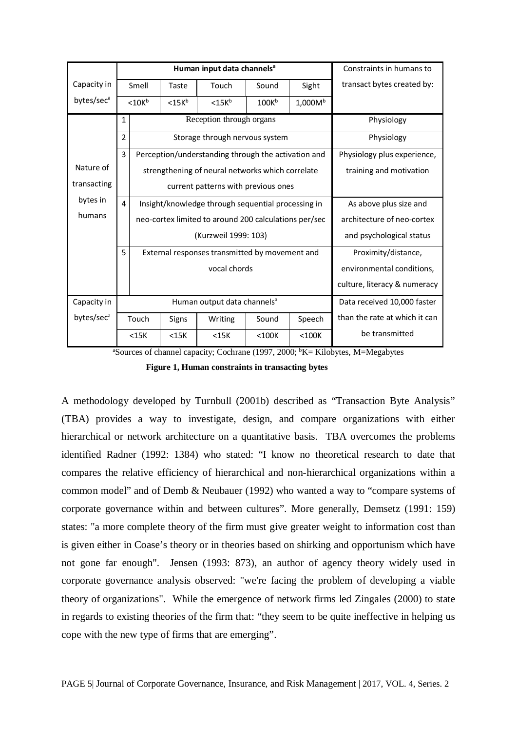| Capacity in bytes/sec[a] | Human input data channels[a] | | | | | | Constraints in humans to transact bytes created by: |
|---|---|---|---|---|---|---|---|
| | | Smell | Taste | Touch | Sound | Sight | |
| | | <10K[b] | <15K[b] | <15K[b] | 100K[b] | 1,000M[b] | |
| Nature of transacting bytes in humans | 1 | Reception through organs | | | | | Physiology |
| | 2 | Storage through nervous system | | | | | Physiology |
| | 3 | Perception/understanding through the activation and strengthening of neural networks which correlate current patterns with previous ones | | | | | Physiology plus experience, training and motivation |
| | 4 | Insight/knowledge through sequential processing in neo-cortex limited to around 200 calculations per/sec (Kurzweil 1999: 103) | | | | | As above plus size and architecture of neo-cortex and psychological status |
| | 5 | External responses transmitted by movement and vocal chords | | | | | Proximity/distance, environmental conditions, culture, literacy & numeracy |
| Capacity in bytes/sec[a] | Human output data channels[a] | | | | | | Data received 10,000 faster than the rate at which it can be transmitted |
| | | Touch | Signs | Writing | Sound | Speech | |
| | | <15K | <15K | <15K | <100K | <100K | |

[a]Sources of channel capacity; Cochrane (1997, 2000; [b]K= Kilobytes, M=Megabytes

**Figure 1, Human constraints in transacting bytes**

A methodology developed by Turnbull (2001b) described as "Transaction Byte Analysis" (TBA) provides a way to investigate, design, and compare organizations with either hierarchical or network architecture on a quantitative basis. TBA overcomes the problems identified Radner (1992: 1384) who stated: "I know no theoretical research to date that compares the relative efficiency of hierarchical and non-hierarchical organizations within a common model" and of Demb & Neubauer (1992) who wanted a way to "compare systems of corporate governance within and between cultures". More generally, Demsetz (1991: 159) states: "a more complete theory of the firm must give greater weight to information cost than is given either in Coase's theory or in theories based on shirking and opportunism which have not gone far enough". Jensen (1993: 873), an author of agency theory widely used in corporate governance analysis observed: "we're facing the problem of developing a viable theory of organizations". While the emergence of network firms led Zingales (2000) to state in regards to existing theories of the firm that: "they seem to be quite ineffective in helping us cope with the new type of firms that are emerging".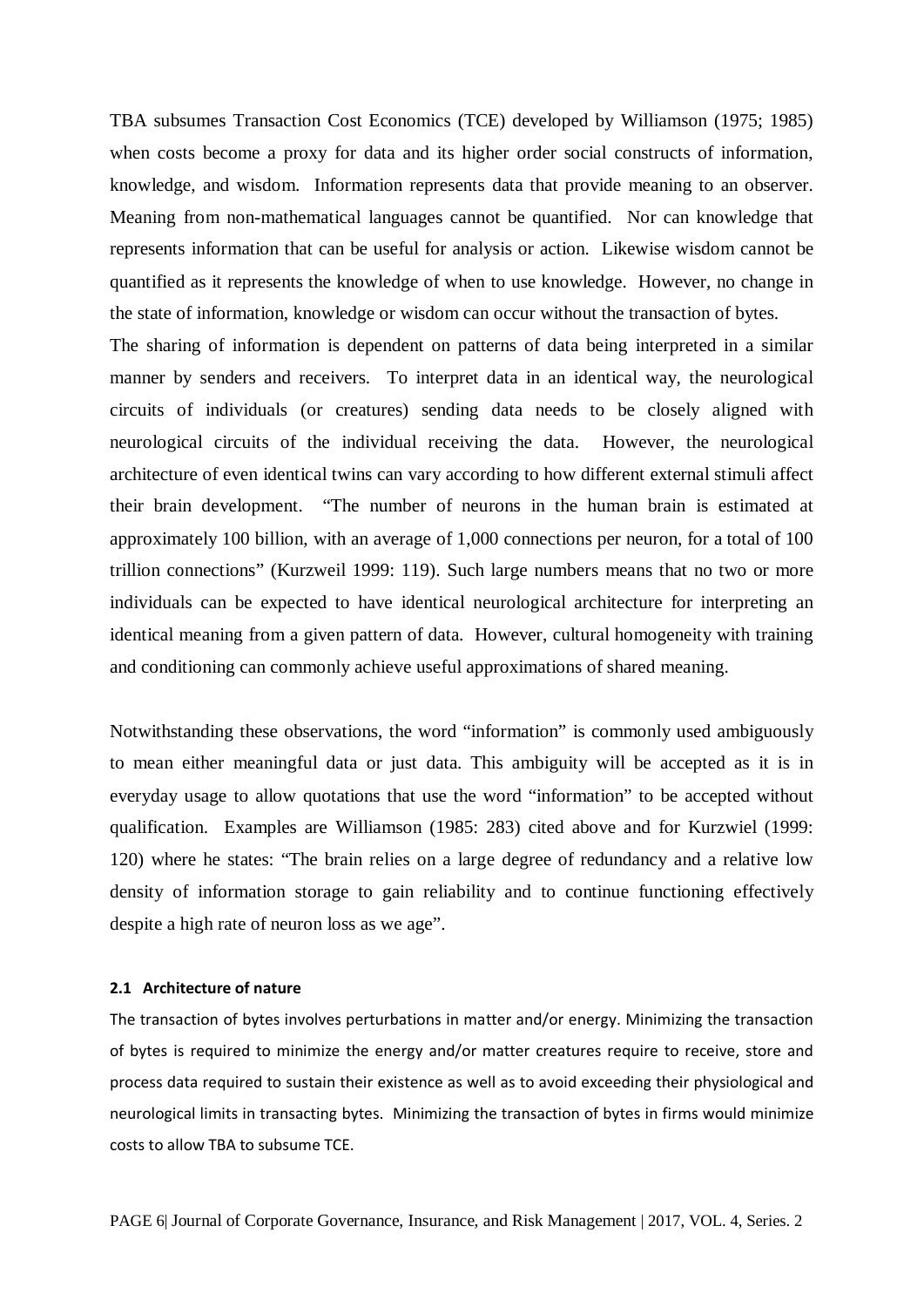TBA subsumes Transaction Cost Economics (TCE) developed by Williamson (1975; 1985) when costs become a proxy for data and its higher order social constructs of information, knowledge, and wisdom. Information represents data that provide meaning to an observer. Meaning from non-mathematical languages cannot be quantified. Nor can knowledge that represents information that can be useful for analysis or action. Likewise wisdom cannot be quantified as it represents the knowledge of when to use knowledge. However, no change in the state of information, knowledge or wisdom can occur without the transaction of bytes.

The sharing of information is dependent on patterns of data being interpreted in a similar manner by senders and receivers. To interpret data in an identical way, the neurological circuits of individuals (or creatures) sending data needs to be closely aligned with neurological circuits of the individual receiving the data. However, the neurological architecture of even identical twins can vary according to how different external stimuli affect their brain development. "The number of neurons in the human brain is estimated at approximately 100 billion, with an average of 1,000 connections per neuron, for a total of 100 trillion connections" (Kurzweil 1999: 119). Such large numbers means that no two or more individuals can be expected to have identical neurological architecture for interpreting an identical meaning from a given pattern of data. However, cultural homogeneity with training and conditioning can commonly achieve useful approximations of shared meaning.

Notwithstanding these observations, the word "information" is commonly used ambiguously to mean either meaningful data or just data. This ambiguity will be accepted as it is in everyday usage to allow quotations that use the word "information" to be accepted without qualification. Examples are Williamson (1985: 283) cited above and for Kurzwiel (1999: 120) where he states: "The brain relies on a large degree of redundancy and a relative low density of information storage to gain reliability and to continue functioning effectively despite a high rate of neuron loss as we age".

### 2.1 Architecture of nature

The transaction of bytes involves perturbations in matter and/or energy. Minimizing the transaction of bytes is required to minimize the energy and/or matter creatures require to receive, store and process data required to sustain their existence as well as to avoid exceeding their physiological and neurological limits in transacting bytes. Minimizing the transaction of bytes in firms would minimize costs to allow TBA to subsume TCE.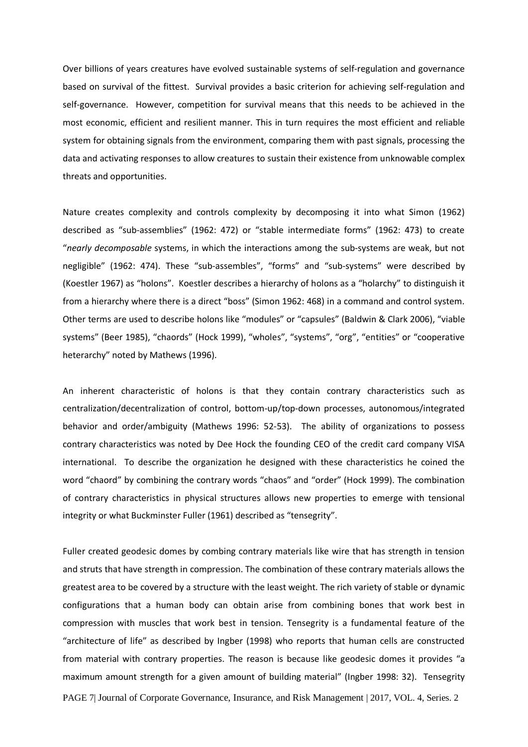Over billions of years creatures have evolved sustainable systems of self-regulation and governance based on survival of the fittest. Survival provides a basic criterion for achieving self-regulation and self-governance. However, competition for survival means that this needs to be achieved in the most economic, efficient and resilient manner. This in turn requires the most efficient and reliable system for obtaining signals from the environment, comparing them with past signals, processing the data and activating responses to allow creatures to sustain their existence from unknowable complex threats and opportunities.

Nature creates complexity and controls complexity by decomposing it into what Simon (1962) described as "sub-assemblies" (1962: 472) or "stable intermediate forms" (1962: 473) to create "*nearly decomposable* systems, in which the interactions among the sub-systems are weak, but not negligible" (1962: 474). These "sub-assembles", "forms" and "sub-systems" were described by (Koestler 1967) as "holons". Koestler describes a hierarchy of holons as a "holarchy" to distinguish it from a hierarchy where there is a direct "boss" (Simon 1962: 468) in a command and control system. Other terms are used to describe holons like "modules" or "capsules" (Baldwin & Clark 2006), "viable systems" (Beer 1985), "chaords" (Hock 1999), "wholes", "systems", "org", "entities" or "cooperative heterarchy" noted by Mathews (1996).

An inherent characteristic of holons is that they contain contrary characteristics such as centralization/decentralization of control, bottom-up/top-down processes, autonomous/integrated behavior and order/ambiguity (Mathews 1996: 52-53). The ability of organizations to possess contrary characteristics was noted by Dee Hock the founding CEO of the credit card company VISA international. To describe the organization he designed with these characteristics he coined the word "chaord" by combining the contrary words "chaos" and "order" (Hock 1999). The combination of contrary characteristics in physical structures allows new properties to emerge with tensional integrity or what Buckminster Fuller (1961) described as "tensegrity".

Fuller created geodesic domes by combing contrary materials like wire that has strength in tension and struts that have strength in compression. The combination of these contrary materials allows the greatest area to be covered by a structure with the least weight. The rich variety of stable or dynamic configurations that a human body can obtain arise from combining bones that work best in compression with muscles that work best in tension. Tensegrity is a fundamental feature of the "architecture of life" as described by Ingber (1998) who reports that human cells are constructed from material with contrary properties. The reason is because like geodesic domes it provides "a maximum amount strength for a given amount of building material" (Ingber 1998: 32). Tensegrity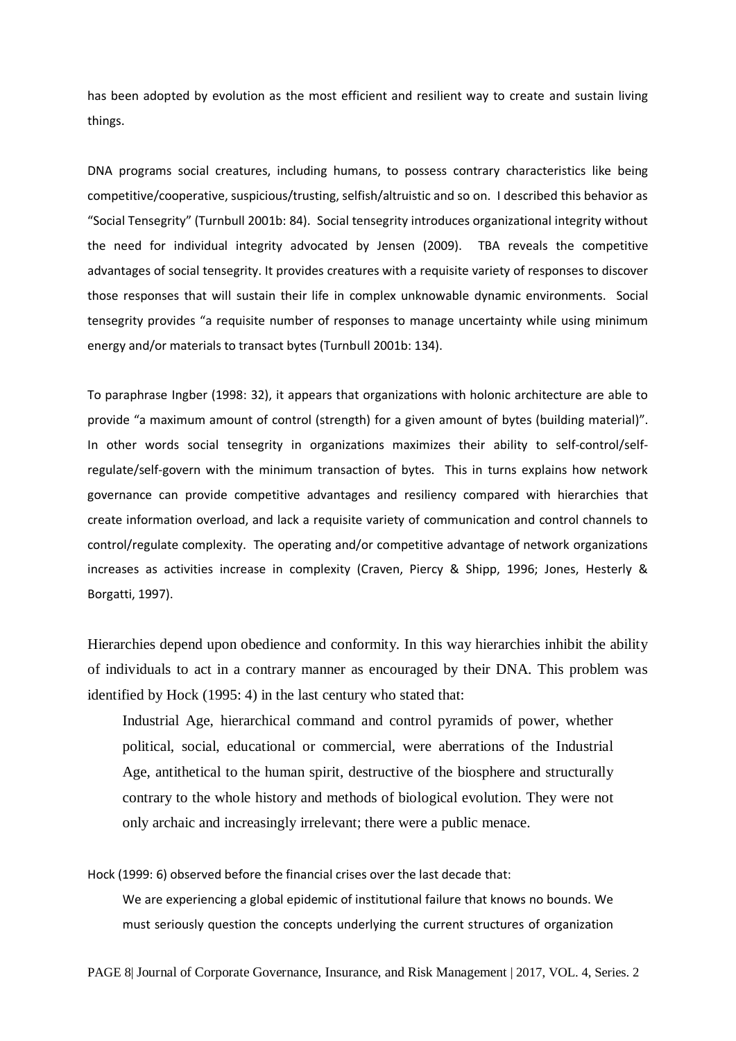has been adopted by evolution as the most efficient and resilient way to create and sustain living things.

DNA programs social creatures, including humans, to possess contrary characteristics like being competitive/cooperative, suspicious/trusting, selfish/altruistic and so on. I described this behavior as "Social Tensegrity" (Turnbull 2001b: 84). Social tensegrity introduces organizational integrity without the need for individual integrity advocated by Jensen (2009). TBA reveals the competitive advantages of social tensegrity. It provides creatures with a requisite variety of responses to discover those responses that will sustain their life in complex unknowable dynamic environments. Social tensegrity provides "a requisite number of responses to manage uncertainty while using minimum energy and/or materials to transact bytes (Turnbull 2001b: 134).

To paraphrase Ingber (1998: 32), it appears that organizations with holonic architecture are able to provide "a maximum amount of control (strength) for a given amount of bytes (building material)". In other words social tensegrity in organizations maximizes their ability to self-control/self-regulate/self-govern with the minimum transaction of bytes. This in turns explains how network governance can provide competitive advantages and resiliency compared with hierarchies that create information overload, and lack a requisite variety of communication and control channels to control/regulate complexity. The operating and/or competitive advantage of network organizations increases as activities increase in complexity (Craven, Piercy & Shipp, 1996; Jones, Hesterly & Borgatti, 1997).

Hierarchies depend upon obedience and conformity. In this way hierarchies inhibit the ability of individuals to act in a contrary manner as encouraged by their DNA. This problem was identified by Hock (1995: 4) in the last century who stated that:

> Industrial Age, hierarchical command and control pyramids of power, whether political, social, educational or commercial, were aberrations of the Industrial Age, antithetical to the human spirit, destructive of the biosphere and structurally contrary to the whole history and methods of biological evolution. They were not only archaic and increasingly irrelevant; there were a public menace.

Hock (1999: 6) observed before the financial crises over the last decade that:

> We are experiencing a global epidemic of institutional failure that knows no bounds. We must seriously question the concepts underlying the current structures of organization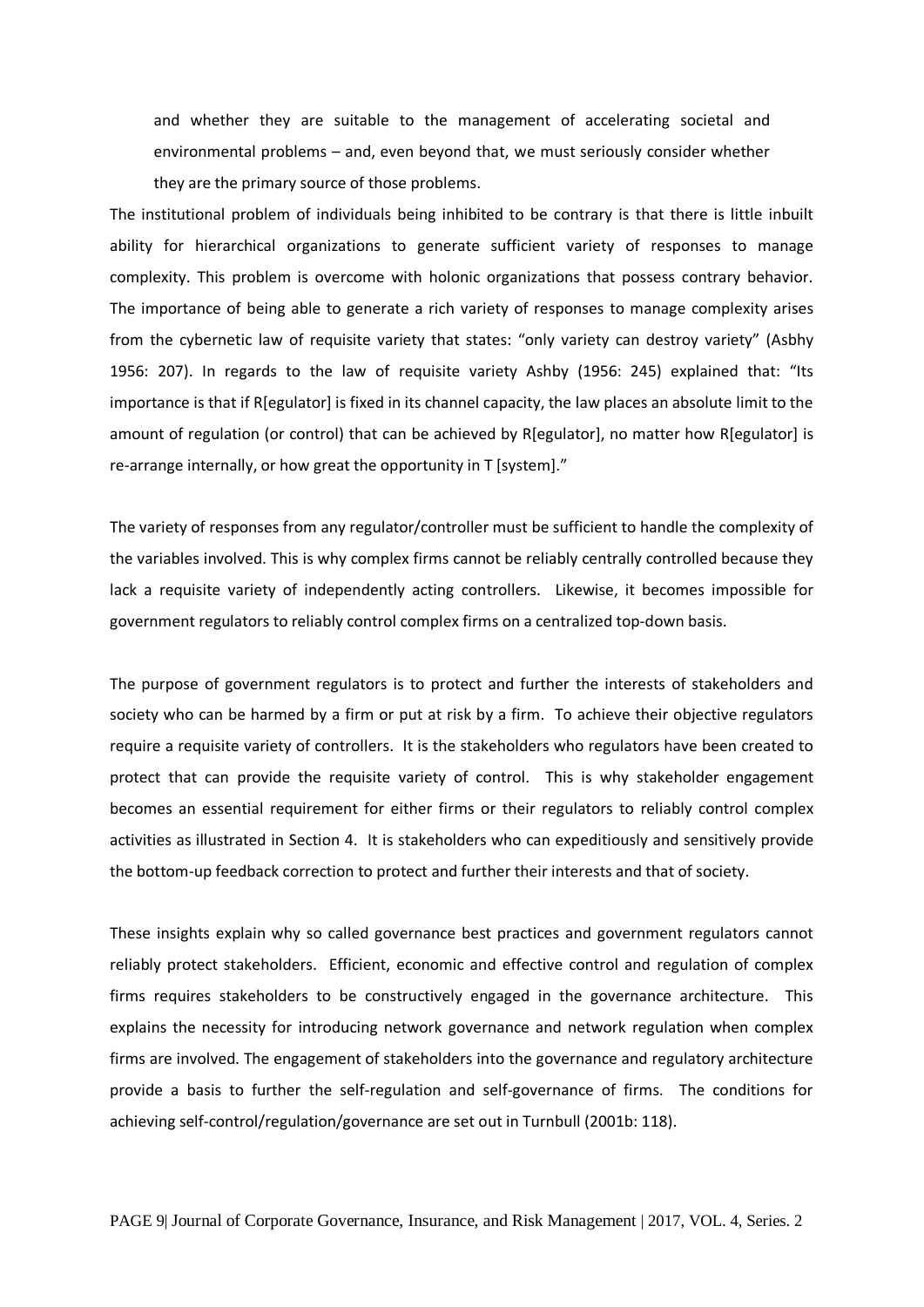> and whether they are suitable to the management of accelerating societal and environmental problems – and, even beyond that, we must seriously consider whether they are the primary source of those problems.

The institutional problem of individuals being inhibited to be contrary is that there is little inbuilt ability for hierarchical organizations to generate sufficient variety of responses to manage complexity. This problem is overcome with holonic organizations that possess contrary behavior. The importance of being able to generate a rich variety of responses to manage complexity arises from the cybernetic law of requisite variety that states: "only variety can destroy variety" (Asbhy 1956: 207). In regards to the law of requisite variety Ashby (1956: 245) explained that: "Its importance is that if R[egulator] is fixed in its channel capacity, the law places an absolute limit to the amount of regulation (or control) that can be achieved by R[egulator], no matter how R[egulator] is re-arrange internally, or how great the opportunity in T [system]."

The variety of responses from any regulator/controller must be sufficient to handle the complexity of the variables involved. This is why complex firms cannot be reliably centrally controlled because they lack a requisite variety of independently acting controllers. Likewise, it becomes impossible for government regulators to reliably control complex firms on a centralized top-down basis.

The purpose of government regulators is to protect and further the interests of stakeholders and society who can be harmed by a firm or put at risk by a firm. To achieve their objective regulators require a requisite variety of controllers. It is the stakeholders who regulators have been created to protect that can provide the requisite variety of control. This is why stakeholder engagement becomes an essential requirement for either firms or their regulators to reliably control complex activities as illustrated in Section 4. It is stakeholders who can expeditiously and sensitively provide the bottom-up feedback correction to protect and further their interests and that of society.

These insights explain why so called governance best practices and government regulators cannot reliably protect stakeholders. Efficient, economic and effective control and regulation of complex firms requires stakeholders to be constructively engaged in the governance architecture. This explains the necessity for introducing network governance and network regulation when complex firms are involved. The engagement of stakeholders into the governance and regulatory architecture provide a basis to further the self-regulation and self-governance of firms. The conditions for achieving self-control/regulation/governance are set out in Turnbull (2001b: 118).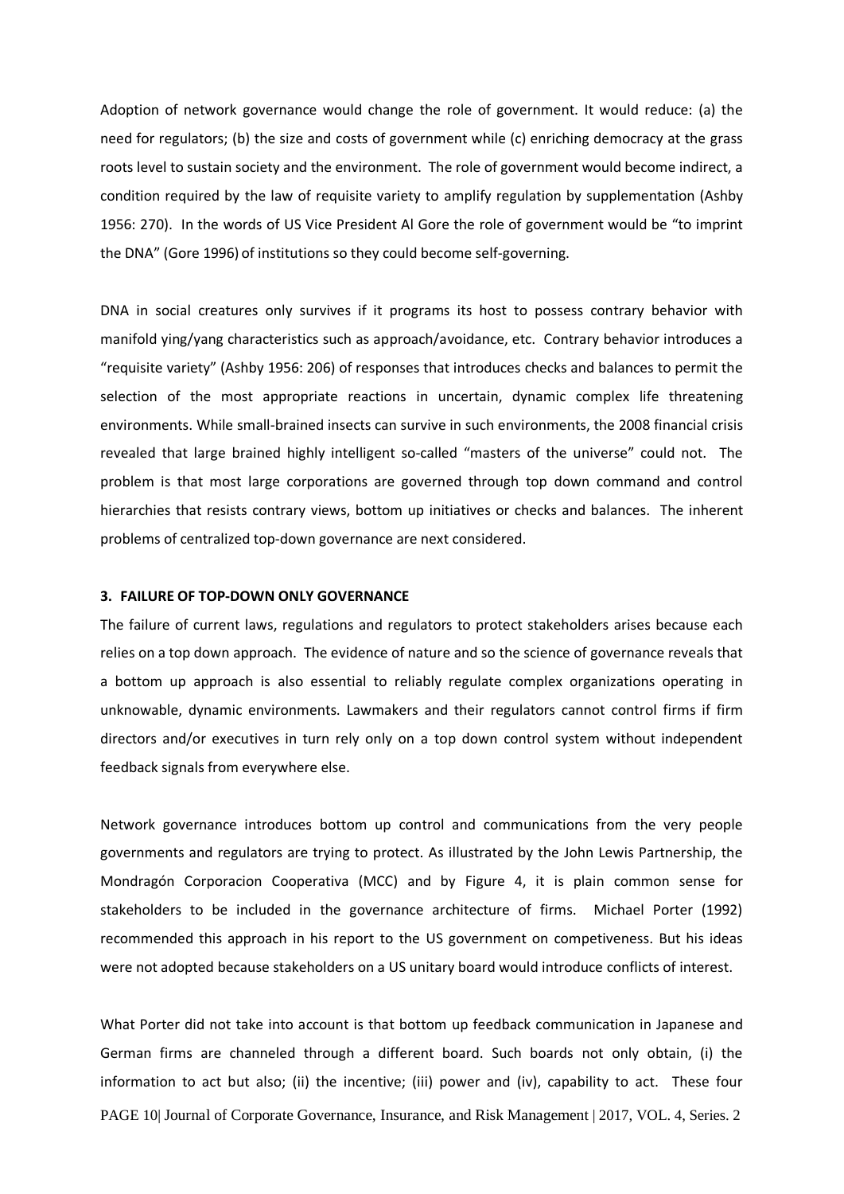Adoption of network governance would change the role of government. It would reduce: (a) the need for regulators; (b) the size and costs of government while (c) enriching democracy at the grass roots level to sustain society and the environment. The role of government would become indirect, a condition required by the law of requisite variety to amplify regulation by supplementation (Ashby 1956: 270). In the words of US Vice President Al Gore the role of government would be "to imprint the DNA" (Gore 1996) of institutions so they could become self-governing.

DNA in social creatures only survives if it programs its host to possess contrary behavior with manifold ying/yang characteristics such as approach/avoidance, etc. Contrary behavior introduces a "requisite variety" (Ashby 1956: 206) of responses that introduces checks and balances to permit the selection of the most appropriate reactions in uncertain, dynamic complex life threatening environments. While small-brained insects can survive in such environments, the 2008 financial crisis revealed that large brained highly intelligent so-called "masters of the universe" could not. The problem is that most large corporations are governed through top down command and control hierarchies that resists contrary views, bottom up initiatives or checks and balances. The inherent problems of centralized top-down governance are next considered.

### 3. FAILURE OF TOP-DOWN ONLY GOVERNANCE

The failure of current laws, regulations and regulators to protect stakeholders arises because each relies on a top down approach. The evidence of nature and so the science of governance reveals that a bottom up approach is also essential to reliably regulate complex organizations operating in unknowable, dynamic environments. Lawmakers and their regulators cannot control firms if firm directors and/or executives in turn rely only on a top down control system without independent feedback signals from everywhere else.

Network governance introduces bottom up control and communications from the very people governments and regulators are trying to protect. As illustrated by the John Lewis Partnership, the Mondragón Corporacion Cooperativa (MCC) and by Figure 4, it is plain common sense for stakeholders to be included in the governance architecture of firms. Michael Porter (1992) recommended this approach in his report to the US government on competiveness. But his ideas were not adopted because stakeholders on a US unitary board would introduce conflicts of interest.

What Porter did not take into account is that bottom up feedback communication in Japanese and German firms are channeled through a different board. Such boards not only obtain, (i) the information to act but also; (ii) the incentive; (iii) power and (iv), capability to act. These four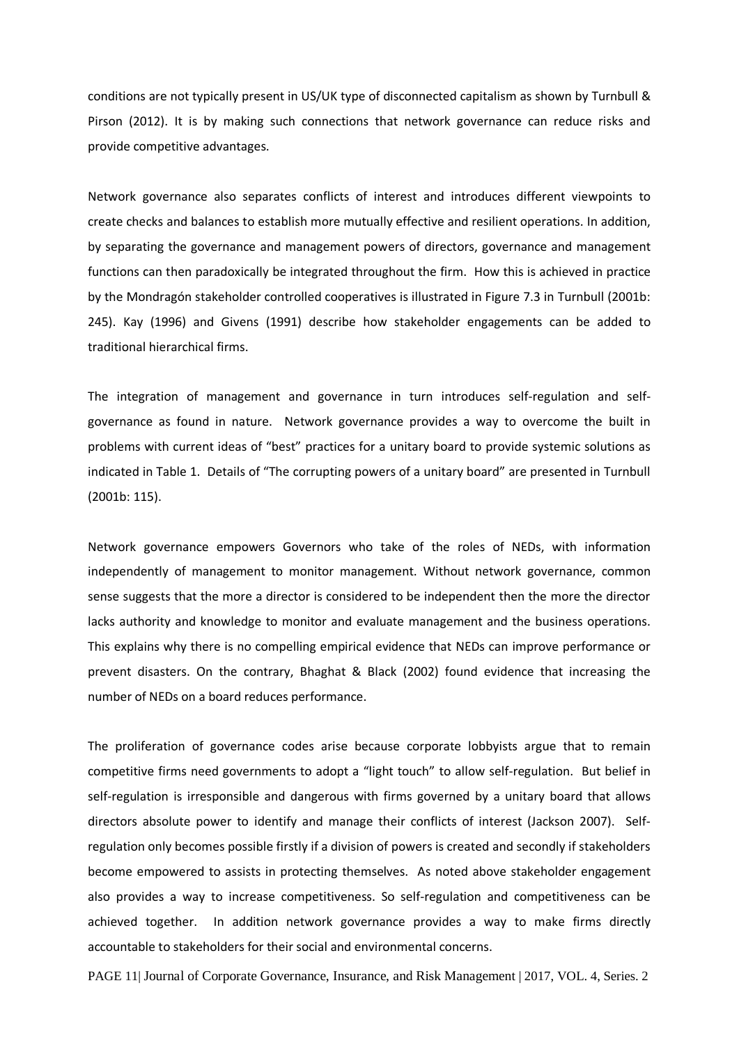conditions are not typically present in US/UK type of disconnected capitalism as shown by Turnbull & Pirson (2012). It is by making such connections that network governance can reduce risks and provide competitive advantages.

Network governance also separates conflicts of interest and introduces different viewpoints to create checks and balances to establish more mutually effective and resilient operations. In addition, by separating the governance and management powers of directors, governance and management functions can then paradoxically be integrated throughout the firm. How this is achieved in practice by the Mondragón stakeholder controlled cooperatives is illustrated in Figure 7.3 in Turnbull (2001b: 245). Kay (1996) and Givens (1991) describe how stakeholder engagements can be added to traditional hierarchical firms.

The integration of management and governance in turn introduces self-regulation and self-governance as found in nature. Network governance provides a way to overcome the built in problems with current ideas of "best" practices for a unitary board to provide systemic solutions as indicated in Table 1. Details of "The corrupting powers of a unitary board" are presented in Turnbull (2001b: 115).

Network governance empowers Governors who take of the roles of NEDs, with information independently of management to monitor management. Without network governance, common sense suggests that the more a director is considered to be independent then the more the director lacks authority and knowledge to monitor and evaluate management and the business operations. This explains why there is no compelling empirical evidence that NEDs can improve performance or prevent disasters. On the contrary, Bhaghat & Black (2002) found evidence that increasing the number of NEDs on a board reduces performance.

The proliferation of governance codes arise because corporate lobbyists argue that to remain competitive firms need governments to adopt a "light touch" to allow self-regulation. But belief in self-regulation is irresponsible and dangerous with firms governed by a unitary board that allows directors absolute power to identify and manage their conflicts of interest (Jackson 2007). Self-regulation only becomes possible firstly if a division of powers is created and secondly if stakeholders become empowered to assists in protecting themselves. As noted above stakeholder engagement also provides a way to increase competitiveness. So self-regulation and competitiveness can be achieved together. In addition network governance provides a way to make firms directly accountable to stakeholders for their social and environmental concerns.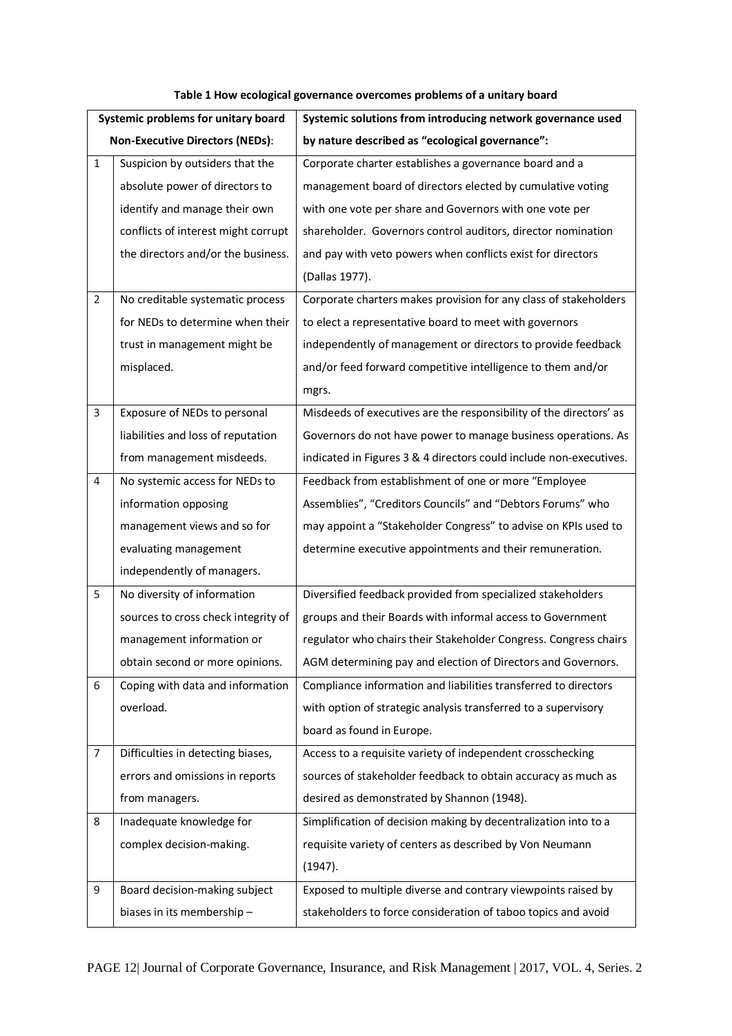**Table 1 How ecological governance overcomes problems of a unitary board**

| | Systemic problems for unitary board Non-Executive Directors (NEDs): | Systemic solutions from introducing network governance used by nature described as "ecological governance": |
|---|---|---|
| 1 | Suspicion by outsiders that the absolute power of directors to identify and manage their own conflicts of interest might corrupt the directors and/or the business. | Corporate charter establishes a governance board and a management board of directors elected by cumulative voting with one vote per share and Governors with one vote per shareholder. Governors control auditors, director nomination and pay with veto powers when conflicts exist for directors (Dallas 1977). |
| 2 | No creditable systematic process for NEDs to determine when their trust in management might be misplaced. | Corporate charters makes provision for any class of stakeholders to elect a representative board to meet with governors independently of management or directors to provide feedback and/or feed forward competitive intelligence to them and/or mgrs. |
| 3 | Exposure of NEDs to personal liabilities and loss of reputation from management misdeeds. | Misdeeds of executives are the responsibility of the directors' as Governors do not have power to manage business operations. As indicated in Figures 3 & 4 directors could include non-executives. |
| 4 | No systemic access for NEDs to information opposing management views and so for evaluating management independently of managers. | Feedback from establishment of one or more "Employee Assemblies", "Creditors Councils" and "Debtors Forums" who may appoint a "Stakeholder Congress" to advise on KPIs used to determine executive appointments and their remuneration. |
| 5 | No diversity of information sources to cross check integrity of management information or obtain second or more opinions. | Diversified feedback provided from specialized stakeholders groups and their Boards with informal access to Government regulator who chairs their Stakeholder Congress. Congress chairs AGM determining pay and election of Directors and Governors. |
| 6 | Coping with data and information overload. | Compliance information and liabilities transferred to directors with option of strategic analysis transferred to a supervisory board as found in Europe. |
| 7 | Difficulties in detecting biases, errors and omissions in reports from managers. | Access to a requisite variety of independent crosschecking sources of stakeholder feedback to obtain accuracy as much as desired as demonstrated by Shannon (1948). |
| 8 | Inadequate knowledge for complex decision-making. | Simplification of decision making by decentralization into to a requisite variety of centers as described by Von Neumann (1947). |
| 9 | Board decision-making subject biases in its membership – | Exposed to multiple diverse and contrary viewpoints raised by stakeholders to force consideration of taboo topics and avoid |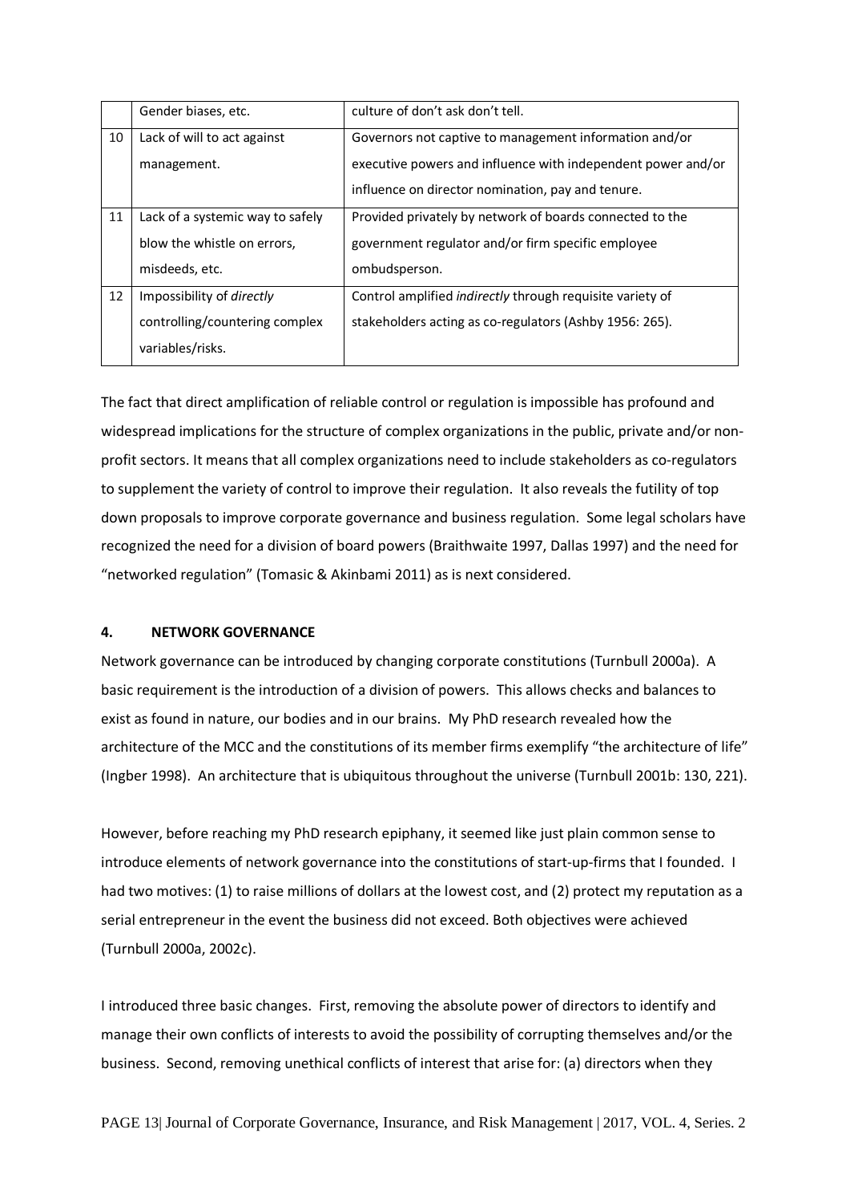|  | Gender biases, etc. | culture of don't ask don't tell. |
|---|---|---|
| 10 | Lack of will to act against management. | Governors not captive to management information and/or executive powers and influence with independent power and/or influence on director nomination, pay and tenure. |
| 11 | Lack of a systemic way to safely blow the whistle on errors, misdeeds, etc. | Provided privately by network of boards connected to the government regulator and/or firm specific employee ombudsperson. |
| 12 | Impossibility of *directly* controlling/countering complex variables/risks. | Control amplified *indirectly* through requisite variety of stakeholders acting as co-regulators (Ashby 1956: 265). |

The fact that direct amplification of reliable control or regulation is impossible has profound and widespread implications for the structure of complex organizations in the public, private and/or non-profit sectors. It means that all complex organizations need to include stakeholders as co-regulators to supplement the variety of control to improve their regulation. It also reveals the futility of top down proposals to improve corporate governance and business regulation. Some legal scholars have recognized the need for a division of board powers (Braithwaite 1997, Dallas 1997) and the need for "networked regulation" (Tomasic & Akinbami 2011) as is next considered.

## 4. NETWORK GOVERNANCE

Network governance can be introduced by changing corporate constitutions (Turnbull 2000a). A basic requirement is the introduction of a division of powers. This allows checks and balances to exist as found in nature, our bodies and in our brains. My PhD research revealed how the architecture of the MCC and the constitutions of its member firms exemplify "the architecture of life" (Ingber 1998). An architecture that is ubiquitous throughout the universe (Turnbull 2001b: 130, 221).

However, before reaching my PhD research epiphany, it seemed like just plain common sense to introduce elements of network governance into the constitutions of start-up-firms that I founded. I had two motives: (1) to raise millions of dollars at the lowest cost, and (2) protect my reputation as a serial entrepreneur in the event the business did not exceed. Both objectives were achieved (Turnbull 2000a, 2002c).

I introduced three basic changes. First, removing the absolute power of directors to identify and manage their own conflicts of interests to avoid the possibility of corrupting themselves and/or the business. Second, removing unethical conflicts of interest that arise for: (a) directors when they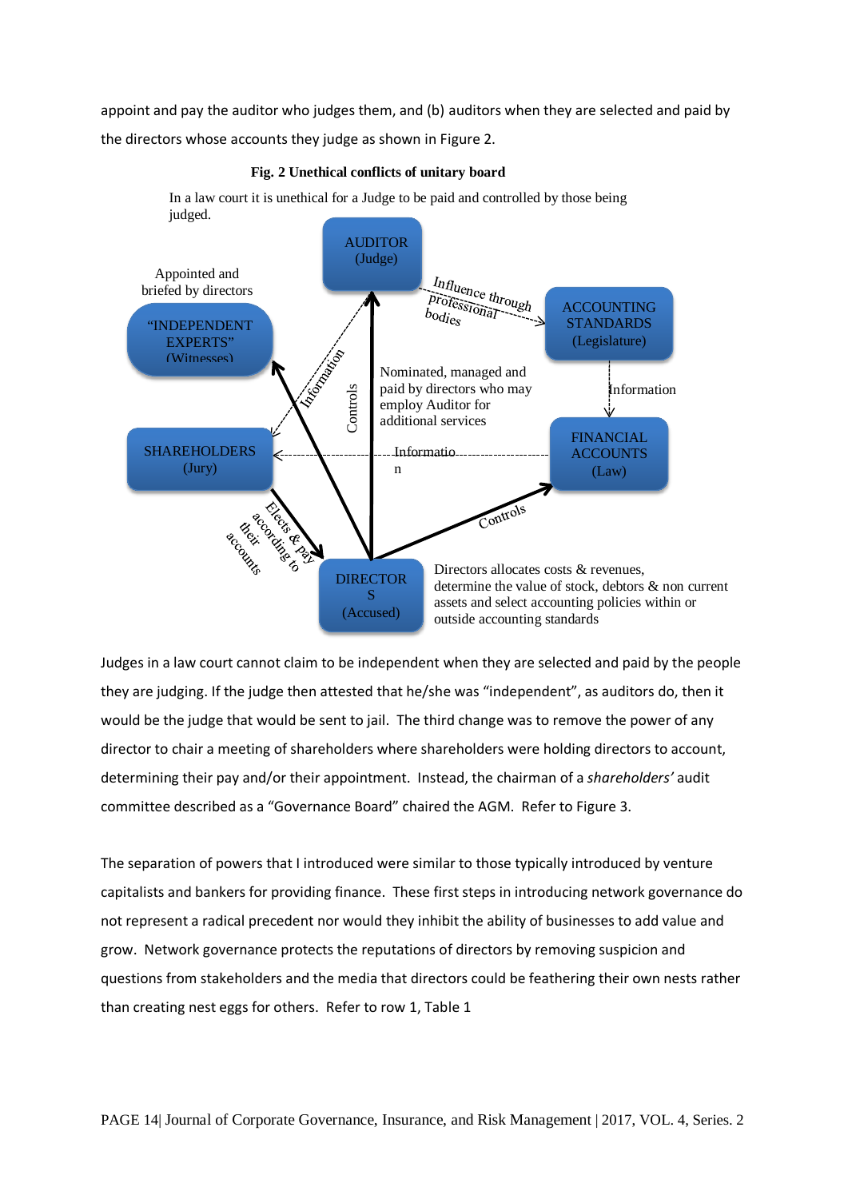appoint and pay the auditor who judges them, and (b) auditors when they are selected and paid by the directors whose accounts they judge as shown in Figure 2.

**Fig. 2 Unethical conflicts of unitary board**

In a law court it is unethical for a Judge to be paid and controlled by those being judged.

AUDITOR (Judge)

Appointed and briefed by directors

"INDEPENDENT EXPERTS" (Witnesses)

Influence through professional bodies

ACCOUNTING STANDARDS (Legislature)

Information

Controls

Nominated, managed and paid by directors who may employ Auditor for additional services

Information

SHAREHOLDERS (Jury)

Information

FINANCIAL ACCOUNTS (Law)

Elects & pay according to their accounts

Controls

DIRECTORS (Accused)

Directors allocates costs & revenues, determine the value of stock, debtors & non current assets and select accounting policies within or outside accounting standards

Judges in a law court cannot claim to be independent when they are selected and paid by the people they are judging. If the judge then attested that he/she was "independent", as auditors do, then it would be the judge that would be sent to jail. The third change was to remove the power of any director to chair a meeting of shareholders where shareholders were holding directors to account, determining their pay and/or their appointment. Instead, the chairman of a *shareholders'* audit committee described as a "Governance Board" chaired the AGM. Refer to Figure 3.

The separation of powers that I introduced were similar to those typically introduced by venture capitalists and bankers for providing finance. These first steps in introducing network governance do not represent a radical precedent nor would they inhibit the ability of businesses to add value and grow. Network governance protects the reputations of directors by removing suspicion and questions from stakeholders and the media that directors could be feathering their own nests rather than creating nest eggs for others. Refer to row 1, Table 1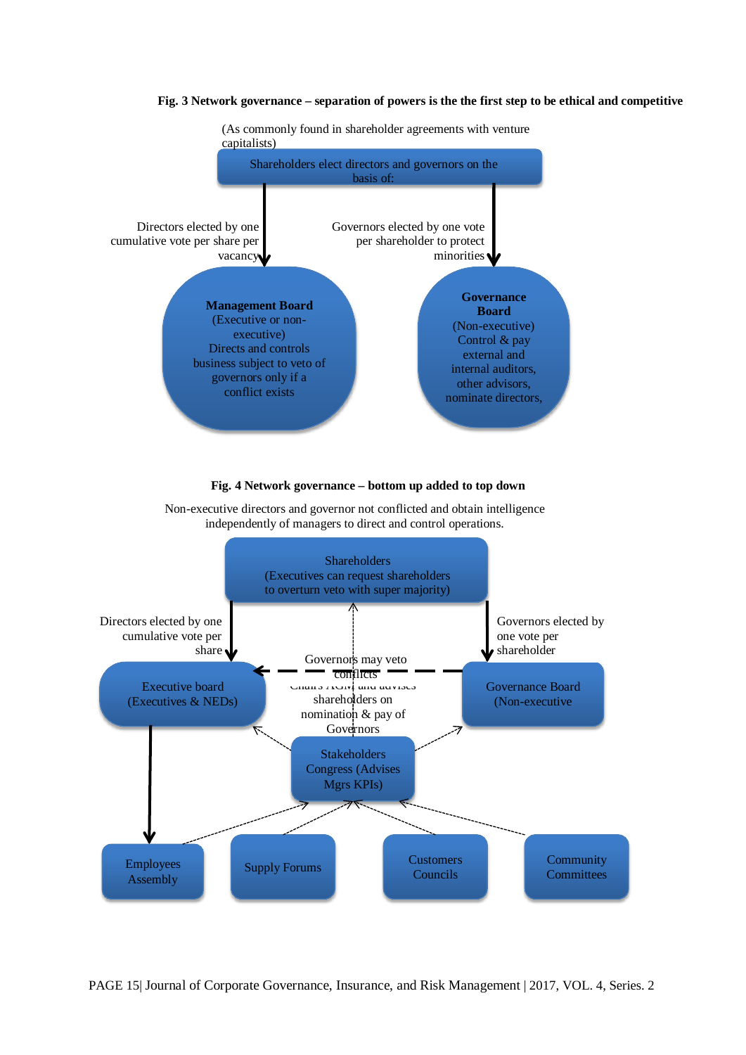**Fig. 3 Network governance – separation of powers is the the first step to be ethical and competitive**

(As commonly found in shareholder agreements with venture capitalists)

Shareholders elect directors and governors on the basis of:

Directors elected by one cumulative vote per share per vacancy

Governors elected by one vote per shareholder to protect minorities

**Management Board**
(Executive or non-executive)
Directs and controls business subject to veto of governors only if a conflict exists

**Governance Board**
(Non-executive)
Control & pay external and internal auditors, other advisors, nominate directors,

**Fig. 4 Network governance – bottom up added to top down**

Non-executive directors and governor not conflicted and obtain intelligence independently of managers to direct and control operations.

Shareholders
(Executives can request shareholders to overturn veto with super majority)

Directors elected by one cumulative vote per share

Governors elected by one vote per shareholder

Executive board
(Executives & NEDs)

Governors may veto conflicts

Chairs AGM and advises shareholders on nomination & pay of Governors

Governance Board
(Non-executive

Stakeholders Congress (Advises Mgrs KPIs)

Employees Assembly

Supply Forums

Customers Councils

Community Committees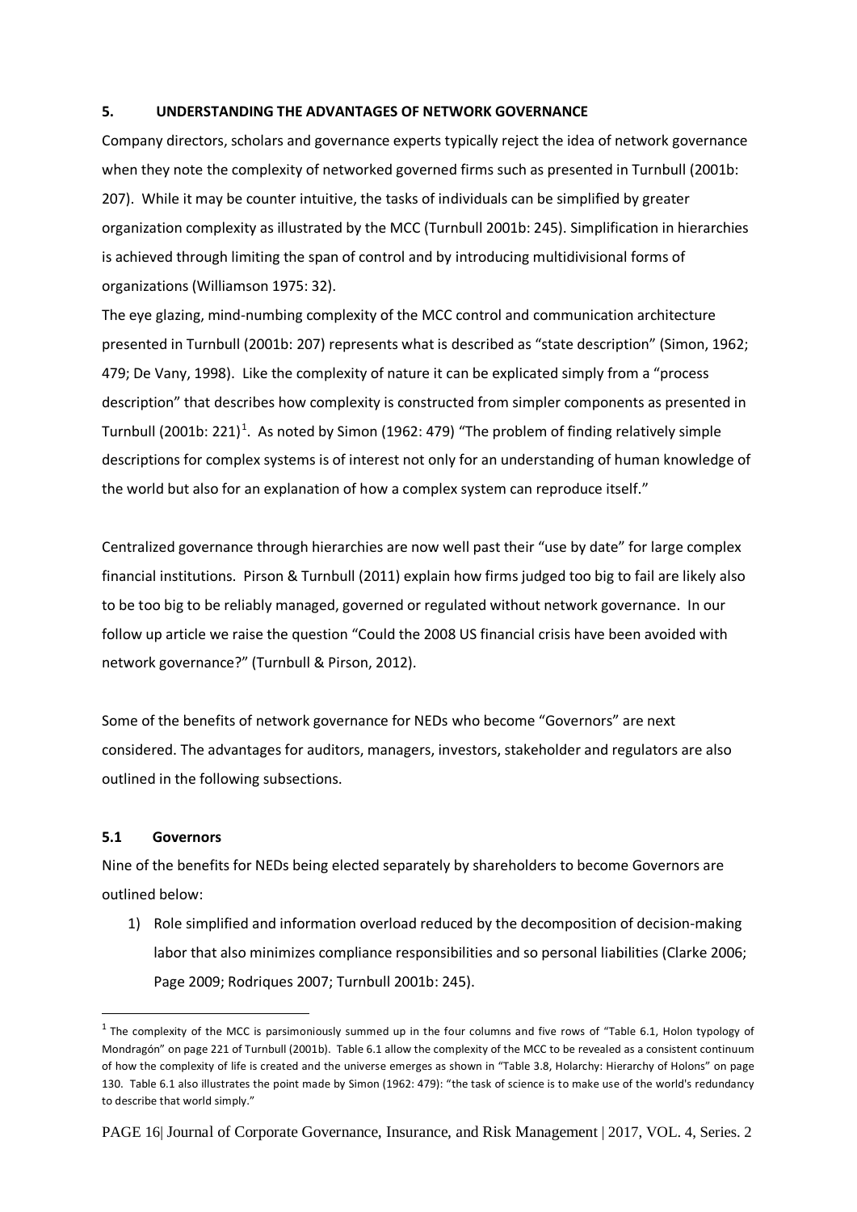## 5. UNDERSTANDING THE ADVANTAGES OF NETWORK GOVERNANCE

Company directors, scholars and governance experts typically reject the idea of network governance when they note the complexity of networked governed firms such as presented in Turnbull (2001b: 207). While it may be counter intuitive, the tasks of individuals can be simplified by greater organization complexity as illustrated by the MCC (Turnbull 2001b: 245). Simplification in hierarchies is achieved through limiting the span of control and by introducing multidivisional forms of organizations (Williamson 1975: 32).

The eye glazing, mind-numbing complexity of the MCC control and communication architecture presented in Turnbull (2001b: 207) represents what is described as "state description" (Simon, 1962; 479; De Vany, 1998). Like the complexity of nature it can be explicated simply from a "process description" that describes how complexity is constructed from simpler components as presented in Turnbull (2001b: 221)[1]. As noted by Simon (1962: 479) "The problem of finding relatively simple descriptions for complex systems is of interest not only for an understanding of human knowledge of the world but also for an explanation of how a complex system can reproduce itself."

Centralized governance through hierarchies are now well past their "use by date" for large complex financial institutions. Pirson & Turnbull (2011) explain how firms judged too big to fail are likely also to be too big to be reliably managed, governed or regulated without network governance. In our follow up article we raise the question "Could the 2008 US financial crisis have been avoided with network governance?" (Turnbull & Pirson, 2012).

Some of the benefits of network governance for NEDs who become "Governors" are next considered. The advantages for auditors, managers, investors, stakeholder and regulators are also outlined in the following subsections.

### 5.1 Governors

Nine of the benefits for NEDs being elected separately by shareholders to become Governors are outlined below:

1) Role simplified and information overload reduced by the decomposition of decision-making labor that also minimizes compliance responsibilities and so personal liabilities (Clarke 2006; Page 2009; Rodriques 2007; Turnbull 2001b: 245).

[1] The complexity of the MCC is parsimoniously summed up in the four columns and five rows of "Table 6.1, Holon typology of Mondragón" on page 221 of Turnbull (2001b). Table 6.1 allow the complexity of the MCC to be revealed as a consistent continuum of how the complexity of life is created and the universe emerges as shown in "Table 3.8, Holarchy: Hierarchy of Holons" on page 130. Table 6.1 also illustrates the point made by Simon (1962: 479): "the task of science is to make use of the world's redundancy to describe that world simply."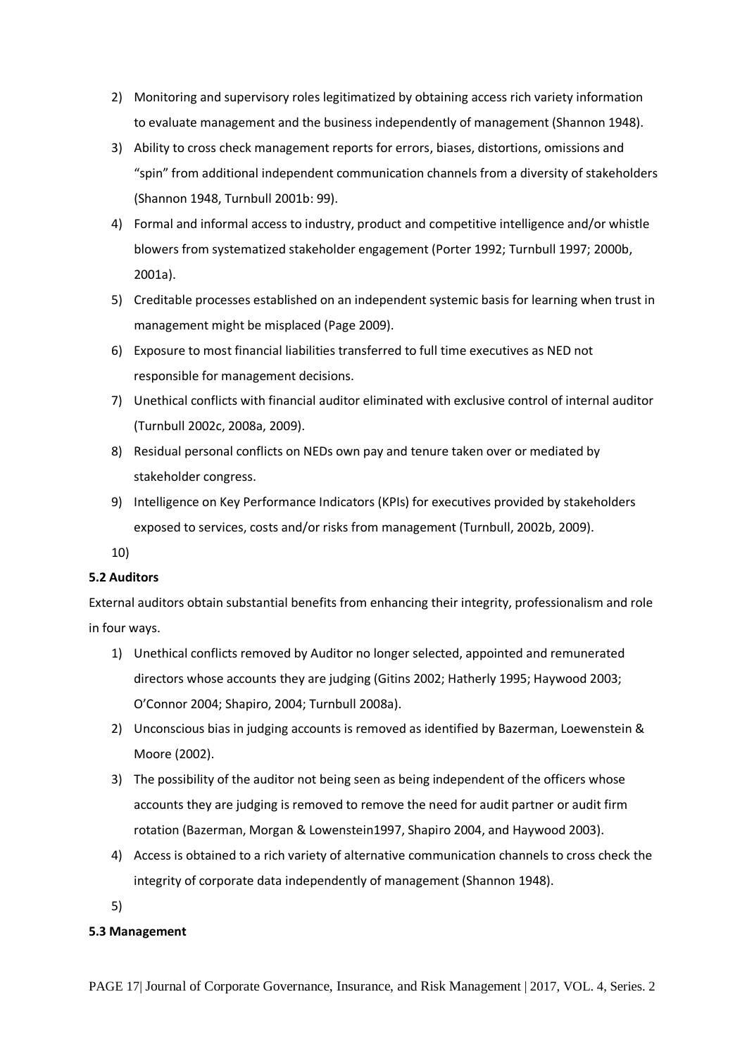2) Monitoring and supervisory roles legitimatized by obtaining access rich variety information to evaluate management and the business independently of management (Shannon 1948).
3) Ability to cross check management reports for errors, biases, distortions, omissions and "spin" from additional independent communication channels from a diversity of stakeholders (Shannon 1948, Turnbull 2001b: 99).
4) Formal and informal access to industry, product and competitive intelligence and/or whistle blowers from systematized stakeholder engagement (Porter 1992; Turnbull 1997; 2000b, 2001a).
5) Creditable processes established on an independent systemic basis for learning when trust in management might be misplaced (Page 2009).
6) Exposure to most financial liabilities transferred to full time executives as NED not responsible for management decisions.
7) Unethical conflicts with financial auditor eliminated with exclusive control of internal auditor (Turnbull 2002c, 2008a, 2009).
8) Residual personal conflicts on NEDs own pay and tenure taken over or mediated by stakeholder congress.
9) Intelligence on Key Performance Indicators (KPIs) for executives provided by stakeholders exposed to services, costs and/or risks from management (Turnbull, 2002b, 2009).
10)

**5.2 Auditors**

External auditors obtain substantial benefits from enhancing their integrity, professionalism and role in four ways.

1) Unethical conflicts removed by Auditor no longer selected, appointed and remunerated directors whose accounts they are judging (Gitins 2002; Hatherly 1995; Haywood 2003; O'Connor 2004; Shapiro, 2004; Turnbull 2008a).
2) Unconscious bias in judging accounts is removed as identified by Bazerman, Loewenstein & Moore (2002).
3) The possibility of the auditor not being seen as being independent of the officers whose accounts they are judging is removed to remove the need for audit partner or audit firm rotation (Bazerman, Morgan & Lowenstein1997, Shapiro 2004, and Haywood 2003).
4) Access is obtained to a rich variety of alternative communication channels to cross check the integrity of corporate data independently of management (Shannon 1948).
5)

**5.3 Management**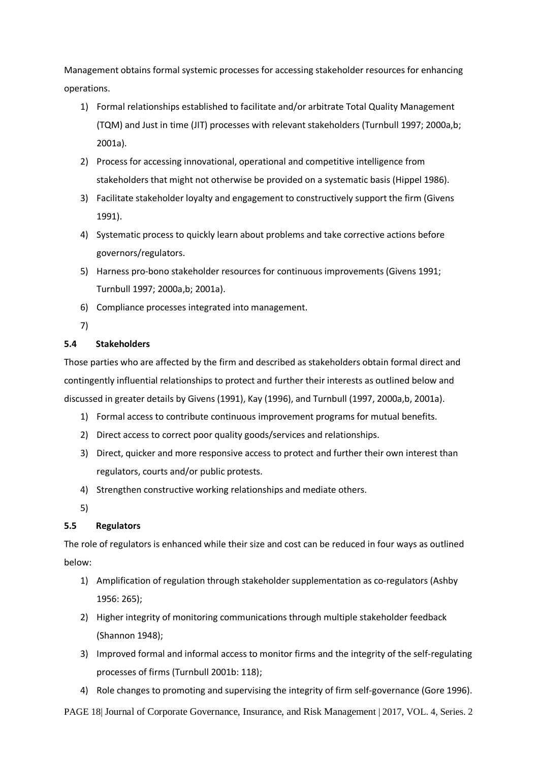Management obtains formal systemic processes for accessing stakeholder resources for enhancing operations.

1) Formal relationships established to facilitate and/or arbitrate Total Quality Management (TQM) and Just in time (JIT) processes with relevant stakeholders (Turnbull 1997; 2000a,b; 2001a).
2) Process for accessing innovational, operational and competitive intelligence from stakeholders that might not otherwise be provided on a systematic basis (Hippel 1986).
3) Facilitate stakeholder loyalty and engagement to constructively support the firm (Givens 1991).
4) Systematic process to quickly learn about problems and take corrective actions before governors/regulators.
5) Harness pro-bono stakeholder resources for continuous improvements (Givens 1991; Turnbull 1997; 2000a,b; 2001a).
6) Compliance processes integrated into management.
7)

### 5.4 Stakeholders

Those parties who are affected by the firm and described as stakeholders obtain formal direct and contingently influential relationships to protect and further their interests as outlined below and discussed in greater details by Givens (1991), Kay (1996), and Turnbull (1997, 2000a,b, 2001a).

1) Formal access to contribute continuous improvement programs for mutual benefits.
2) Direct access to correct poor quality goods/services and relationships.
3) Direct, quicker and more responsive access to protect and further their own interest than regulators, courts and/or public protests.
4) Strengthen constructive working relationships and mediate others.
5)

### 5.5 Regulators

The role of regulators is enhanced while their size and cost can be reduced in four ways as outlined below:

1) Amplification of regulation through stakeholder supplementation as co-regulators (Ashby 1956: 265);
2) Higher integrity of monitoring communications through multiple stakeholder feedback (Shannon 1948);
3) Improved formal and informal access to monitor firms and the integrity of the self-regulating processes of firms (Turnbull 2001b: 118);
4) Role changes to promoting and supervising the integrity of firm self-governance (Gore 1996).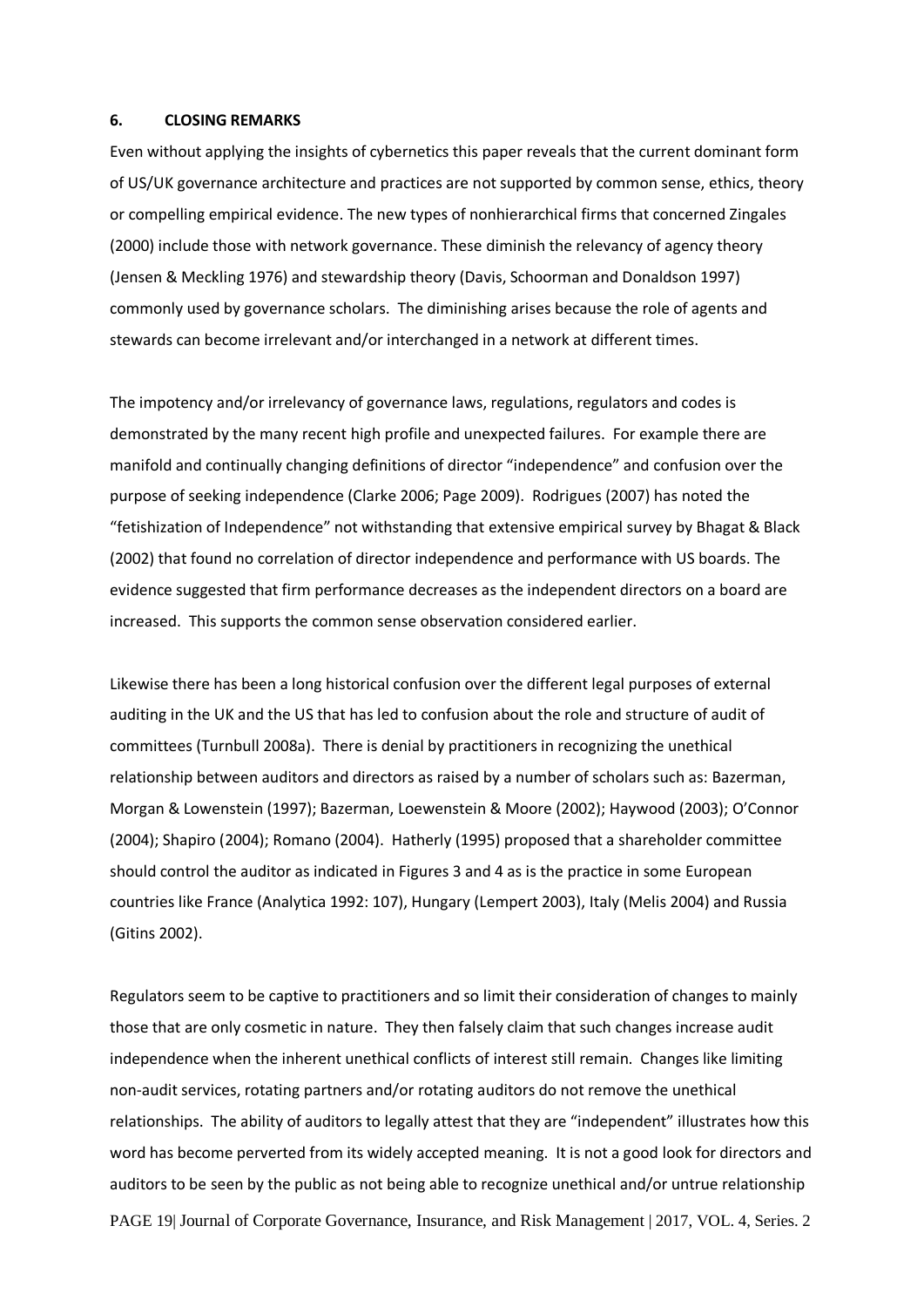## 6. CLOSING REMARKS

Even without applying the insights of cybernetics this paper reveals that the current dominant form of US/UK governance architecture and practices are not supported by common sense, ethics, theory or compelling empirical evidence. The new types of nonhierarchical firms that concerned Zingales (2000) include those with network governance. These diminish the relevancy of agency theory (Jensen & Meckling 1976) and stewardship theory (Davis, Schoorman and Donaldson 1997) commonly used by governance scholars. The diminishing arises because the role of agents and stewards can become irrelevant and/or interchanged in a network at different times.

The impotency and/or irrelevancy of governance laws, regulations, regulators and codes is demonstrated by the many recent high profile and unexpected failures. For example there are manifold and continually changing definitions of director "independence" and confusion over the purpose of seeking independence (Clarke 2006; Page 2009). Rodrigues (2007) has noted the "fetishization of Independence" not withstanding that extensive empirical survey by Bhagat & Black (2002) that found no correlation of director independence and performance with US boards. The evidence suggested that firm performance decreases as the independent directors on a board are increased. This supports the common sense observation considered earlier.

Likewise there has been a long historical confusion over the different legal purposes of external auditing in the UK and the US that has led to confusion about the role and structure of audit of committees (Turnbull 2008a). There is denial by practitioners in recognizing the unethical relationship between auditors and directors as raised by a number of scholars such as: Bazerman, Morgan & Lowenstein (1997); Bazerman, Loewenstein & Moore (2002); Haywood (2003); O'Connor (2004); Shapiro (2004); Romano (2004). Hatherly (1995) proposed that a shareholder committee should control the auditor as indicated in Figures 3 and 4 as is the practice in some European countries like France (Analytica 1992: 107), Hungary (Lempert 2003), Italy (Melis 2004) and Russia (Gitins 2002).

Regulators seem to be captive to practitioners and so limit their consideration of changes to mainly those that are only cosmetic in nature. They then falsely claim that such changes increase audit independence when the inherent unethical conflicts of interest still remain. Changes like limiting non-audit services, rotating partners and/or rotating auditors do not remove the unethical relationships. The ability of auditors to legally attest that they are "independent" illustrates how this word has become perverted from its widely accepted meaning. It is not a good look for directors and auditors to be seen by the public as not being able to recognize unethical and/or untrue relationship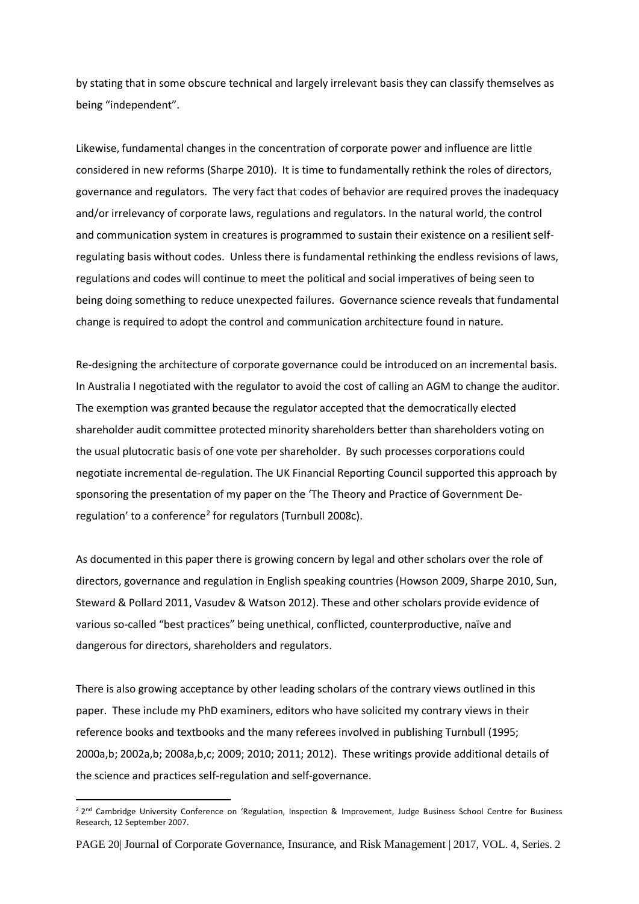by stating that in some obscure technical and largely irrelevant basis they can classify themselves as being "independent".

Likewise, fundamental changes in the concentration of corporate power and influence are little considered in new reforms (Sharpe 2010). It is time to fundamentally rethink the roles of directors, governance and regulators. The very fact that codes of behavior are required proves the inadequacy and/or irrelevancy of corporate laws, regulations and regulators. In the natural world, the control and communication system in creatures is programmed to sustain their existence on a resilient self-regulating basis without codes. Unless there is fundamental rethinking the endless revisions of laws, regulations and codes will continue to meet the political and social imperatives of being seen to being doing something to reduce unexpected failures. Governance science reveals that fundamental change is required to adopt the control and communication architecture found in nature.

Re-designing the architecture of corporate governance could be introduced on an incremental basis. In Australia I negotiated with the regulator to avoid the cost of calling an AGM to change the auditor. The exemption was granted because the regulator accepted that the democratically elected shareholder audit committee protected minority shareholders better than shareholders voting on the usual plutocratic basis of one vote per shareholder. By such processes corporations could negotiate incremental de-regulation. The UK Financial Reporting Council supported this approach by sponsoring the presentation of my paper on the 'The Theory and Practice of Government De-regulation' to a conference[2] for regulators (Turnbull 2008c).

As documented in this paper there is growing concern by legal and other scholars over the role of directors, governance and regulation in English speaking countries (Howson 2009, Sharpe 2010, Sun, Steward & Pollard 2011, Vasudev & Watson 2012). These and other scholars provide evidence of various so-called "best practices" being unethical, conflicted, counterproductive, naïve and dangerous for directors, shareholders and regulators.

There is also growing acceptance by other leading scholars of the contrary views outlined in this paper. These include my PhD examiners, editors who have solicited my contrary views in their reference books and textbooks and the many referees involved in publishing Turnbull (1995; 2000a,b; 2002a,b; 2008a,b,c; 2009; 2010; 2011; 2012). These writings provide additional details of the science and practices self-regulation and self-governance.

---

[2] 2nd Cambridge University Conference on 'Regulation, Inspection & Improvement, Judge Business School Centre for Business Research, 12 September 2007.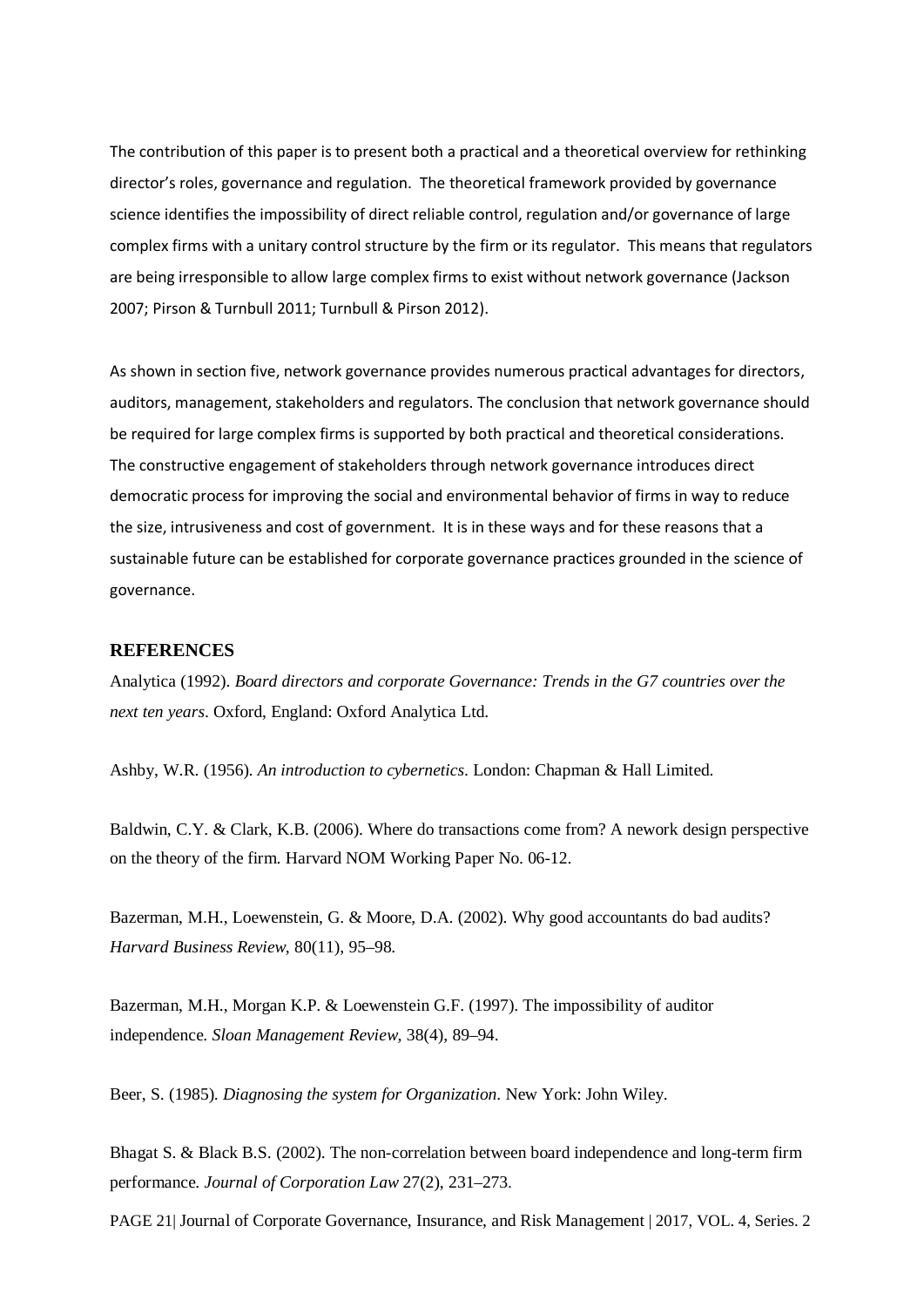The contribution of this paper is to present both a practical and a theoretical overview for rethinking director's roles, governance and regulation. The theoretical framework provided by governance science identifies the impossibility of direct reliable control, regulation and/or governance of large complex firms with a unitary control structure by the firm or its regulator. This means that regulators are being irresponsible to allow large complex firms to exist without network governance (Jackson 2007; Pirson & Turnbull 2011; Turnbull & Pirson 2012).

As shown in section five, network governance provides numerous practical advantages for directors, auditors, management, stakeholders and regulators. The conclusion that network governance should be required for large complex firms is supported by both practical and theoretical considerations. The constructive engagement of stakeholders through network governance introduces direct democratic process for improving the social and environmental behavior of firms in way to reduce the size, intrusiveness and cost of government. It is in these ways and for these reasons that a sustainable future can be established for corporate governance practices grounded in the science of governance.

## REFERENCES

Analytica (1992). *Board directors and corporate Governance: Trends in the G7 countries over the next ten years*. Oxford, England: Oxford Analytica Ltd.

Ashby, W.R. (1956). *An introduction to cybernetics*. London: Chapman & Hall Limited.

Baldwin, C.Y. & Clark, K.B. (2006). Where do transactions come from? A nework design perspective on the theory of the firm. Harvard NOM Working Paper No. 06-12.

Bazerman, M.H., Loewenstein, G. & Moore, D.A. (2002). Why good accountants do bad audits? *Harvard Business Review*, 80(11), 95–98.

Bazerman, M.H., Morgan K.P. & Loewenstein G.F. (1997). The impossibility of auditor independence. *Sloan Management Review*, 38(4), 89–94.

Beer, S. (1985). *Diagnosing the system for Organization*. New York: John Wiley.

Bhagat S. & Black B.S. (2002). The non-correlation between board independence and long-term firm performance. *Journal of Corporation Law* 27(2), 231–273.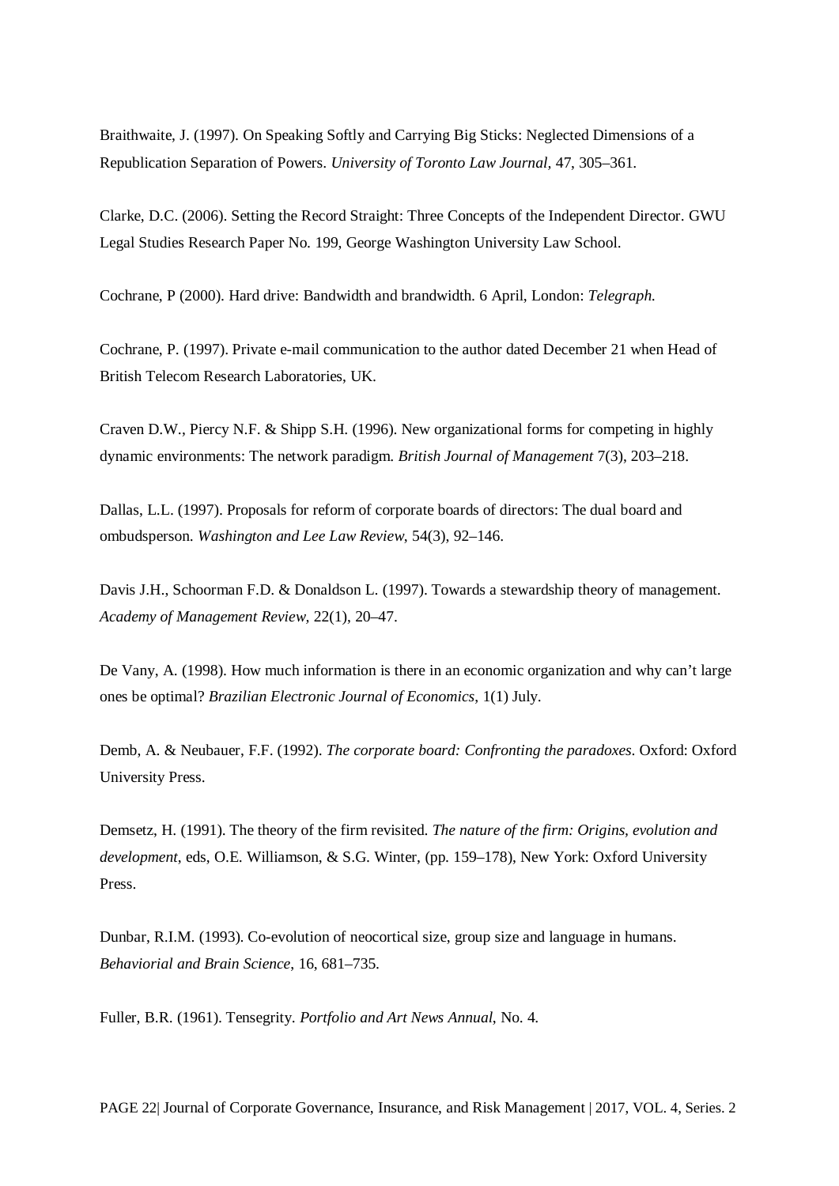Braithwaite, J. (1997). On Speaking Softly and Carrying Big Sticks: Neglected Dimensions of a Republication Separation of Powers. *University of Toronto Law Journal,* 47, 305–361.

Clarke, D.C. (2006). Setting the Record Straight: Three Concepts of the Independent Director. GWU Legal Studies Research Paper No. 199, George Washington University Law School.

Cochrane, P (2000). Hard drive: Bandwidth and brandwidth. 6 April, London: *Telegraph.*

Cochrane, P. (1997). Private e-mail communication to the author dated December 21 when Head of British Telecom Research Laboratories, UK.

Craven D.W., Piercy N.F. & Shipp S.H. (1996). New organizational forms for competing in highly dynamic environments: The network paradigm. *British Journal of Management* 7(3), 203–218.

Dallas, L.L. (1997). Proposals for reform of corporate boards of directors: The dual board and ombudsperson. *Washington and Lee Law Review*, 54(3), 92–146.

Davis J.H., Schoorman F.D. & Donaldson L. (1997). Towards a stewardship theory of management. *Academy of Management Review*, 22(1), 20–47.

De Vany, A. (1998). How much information is there in an economic organization and why can't large ones be optimal? *Brazilian Electronic Journal of Economics*, 1(1) July.

Demb, A. & Neubauer, F.F. (1992). *The corporate board: Confronting the paradoxes*. Oxford: Oxford University Press.

Demsetz, H. (1991). The theory of the firm revisited. *The nature of the firm: Origins, evolution and development*, eds, O.E. Williamson, & S.G. Winter, (pp. 159–178), New York: Oxford University Press.

Dunbar, R.I.M. (1993). Co-evolution of neocortical size, group size and language in humans. *Behaviorial and Brain Science*, 16, 681–735.

Fuller, B.R. (1961). Tensegrity. *Portfolio and Art News Annual*, No. 4.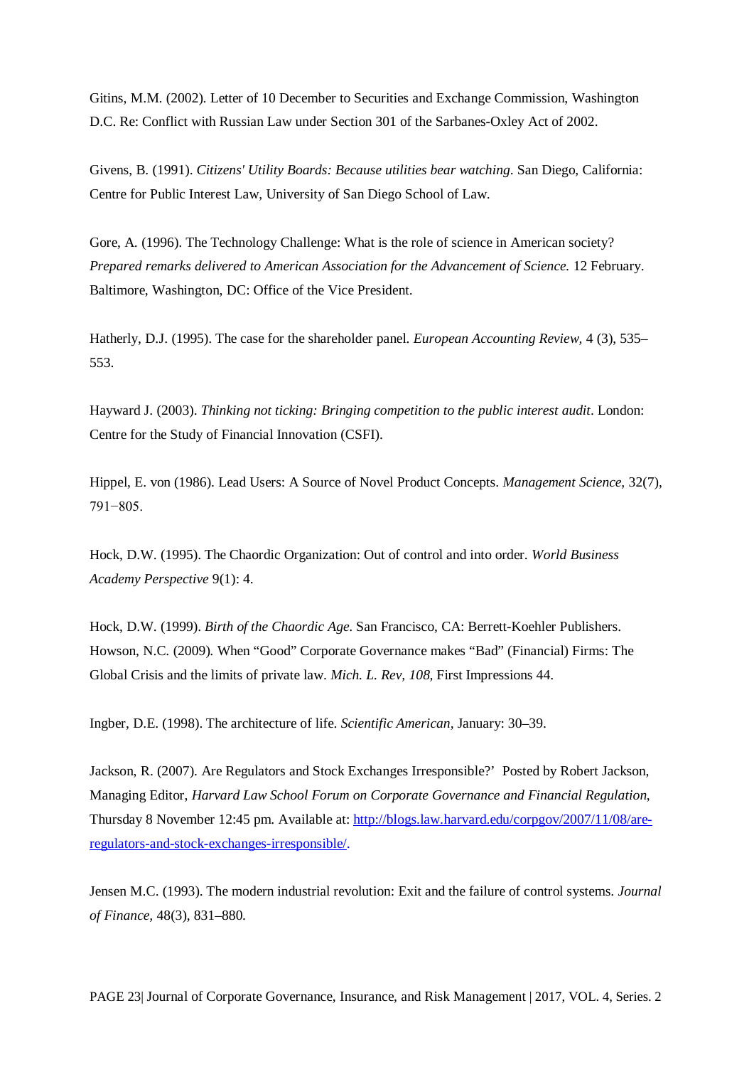Gitins, M.M. (2002). Letter of 10 December to Securities and Exchange Commission, Washington D.C. Re: Conflict with Russian Law under Section 301 of the Sarbanes-Oxley Act of 2002.

Givens, B. (1991). *Citizens' Utility Boards: Because utilities bear watching*. San Diego, California: Centre for Public Interest Law, University of San Diego School of Law.

Gore, A. (1996). The Technology Challenge: What is the role of science in American society? *Prepared remarks delivered to American Association for the Advancement of Science.* 12 February. Baltimore, Washington, DC: Office of the Vice President.

Hatherly, D.J. (1995). The case for the shareholder panel. *European Accounting Review,* 4 (3), 535–553.

Hayward J. (2003). *Thinking not ticking: Bringing competition to the public interest audit*. London: Centre for the Study of Financial Innovation (CSFI).

Hippel, E. von (1986). Lead Users: A Source of Novel Product Concepts. *Management Science,* 32(7), 791−805.

Hock, D.W. (1995). The Chaordic Organization: Out of control and into order. *World Business Academy Perspective* 9(1): 4.

Hock, D.W. (1999). *Birth of the Chaordic Age*. San Francisco, CA: Berrett-Koehler Publishers.
Howson, N.C. (2009). When "Good" Corporate Governance makes "Bad" (Financial) Firms: The Global Crisis and the limits of private law. *Mich. L. Rev, 108,* First Impressions 44.

Ingber, D.E. (1998). The architecture of life. *Scientific American,* January: 30–39.

Jackson, R. (2007). Are Regulators and Stock Exchanges Irresponsible?' Posted by Robert Jackson, Managing Editor, *Harvard Law School Forum on Corporate Governance and Financial Regulation*, Thursday 8 November 12:45 pm. Available at: http://blogs.law.harvard.edu/corpgov/2007/11/08/are-regulators-and-stock-exchanges-irresponsible/.

Jensen M.C. (1993). The modern industrial revolution: Exit and the failure of control systems. *Journal of Finance,* 48(3), 831–880.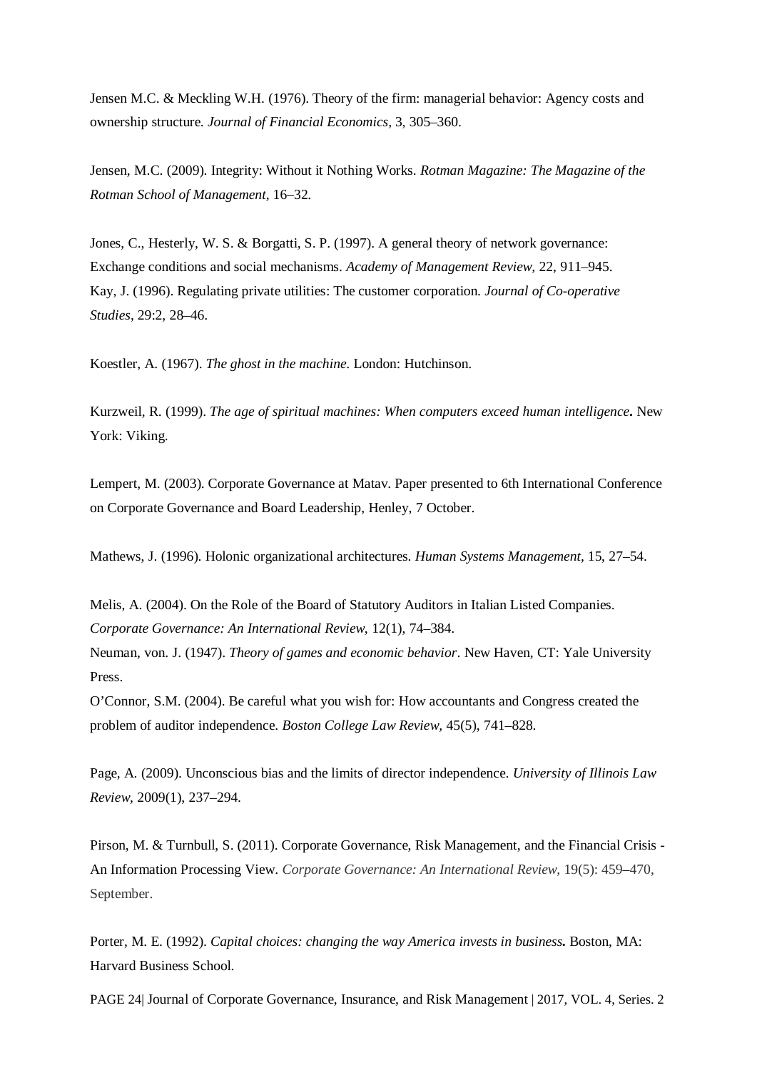Jensen M.C. & Meckling W.H. (1976). Theory of the firm: managerial behavior: Agency costs and ownership structure. *Journal of Financial Economics*, 3, 305–360.

Jensen, M.C. (2009). Integrity: Without it Nothing Works. *Rotman Magazine: The Magazine of the Rotman School of Management*, 16–32.

Jones, C., Hesterly, W. S. & Borgatti, S. P. (1997). A general theory of network governance: Exchange conditions and social mechanisms. *Academy of Management Review*, 22, 911–945.

Kay, J. (1996). Regulating private utilities: The customer corporation. *Journal of Co-operative Studies*, 29:2, 28–46.

Koestler, A. (1967). *The ghost in the machine*. London: Hutchinson.

Kurzweil, R. (1999). *The age of spiritual machines: When computers exceed human intelligence***.** New York: Viking.

Lempert, M. (2003). Corporate Governance at Matav. Paper presented to 6th International Conference on Corporate Governance and Board Leadership, Henley, 7 October.

Mathews, J. (1996). Holonic organizational architectures. *Human Systems Management*, 15, 27–54.

Melis, A. (2004). On the Role of the Board of Statutory Auditors in Italian Listed Companies. *Corporate Governance: An International Review*, 12(1), 74–384.

Neuman, von. J. (1947). *Theory of games and economic behavior*. New Haven, CT: Yale University Press.

O'Connor, S.M. (2004). Be careful what you wish for: How accountants and Congress created the problem of auditor independence. *Boston College Law Review*, 45(5), 741–828.

Page, A. (2009). Unconscious bias and the limits of director independence. *University of Illinois Law Review*, 2009(1), 237–294.

Pirson, M. & Turnbull, S. (2011). Corporate Governance, Risk Management, and the Financial Crisis - An Information Processing View. *Corporate Governance: An International Review*, 19(5): 459–470, September.

Porter, M. E. (1992). *Capital choices: changing the way America invests in business***.** Boston, MA: Harvard Business School.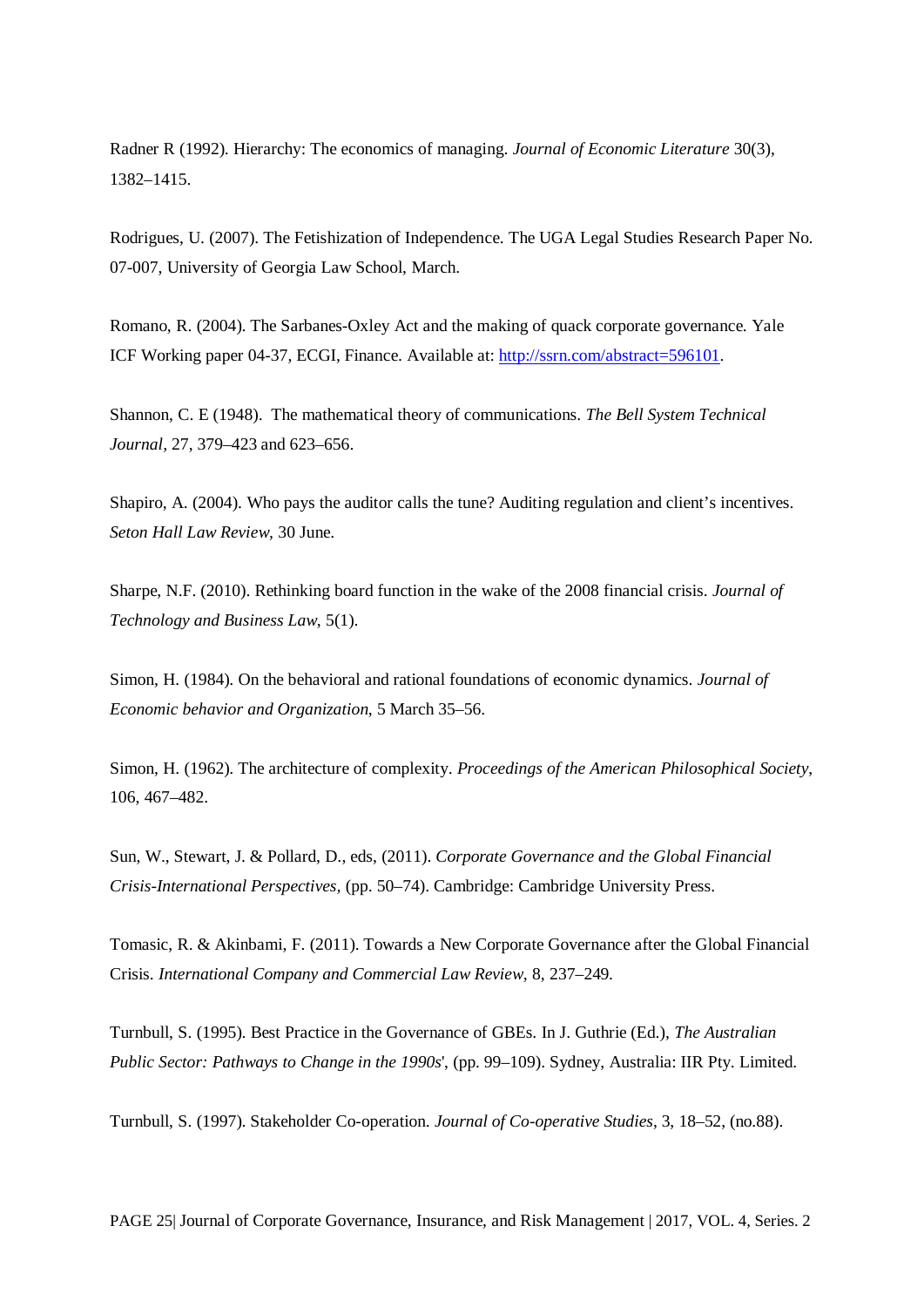Radner R (1992). Hierarchy: The economics of managing. *Journal of Economic Literature* 30(3), 1382–1415.

Rodrigues, U. (2007). The Fetishization of Independence. The UGA Legal Studies Research Paper No. 07-007, University of Georgia Law School, March.

Romano, R. (2004). The Sarbanes-Oxley Act and the making of quack corporate governance. Yale ICF Working paper 04-37, ECGI, Finance. Available at: [http://ssrn.com/abstract=596101](http://ssrn.com/abstract=596101).

Shannon, C. E (1948). The mathematical theory of communications. *The Bell System Technical Journal*, 27, 379–423 and 623–656.

Shapiro, A. (2004). Who pays the auditor calls the tune? Auditing regulation and client's incentives. *Seton Hall Law Review*, 30 June.

Sharpe, N.F. (2010). Rethinking board function in the wake of the 2008 financial crisis. *Journal of Technology and Business Law*, 5(1).

Simon, H. (1984). On the behavioral and rational foundations of economic dynamics. *Journal of Economic behavior and Organization*, 5 March 35–56.

Simon, H. (1962). The architecture of complexity. *Proceedings of the American Philosophical Society*, 106, 467–482.

Sun, W., Stewart, J. & Pollard, D., eds, (2011). *Corporate Governance and the Global Financial Crisis-International Perspectives*, (pp. 50–74). Cambridge: Cambridge University Press.

Tomasic, R. & Akinbami, F. (2011). Towards a New Corporate Governance after the Global Financial Crisis. *International Company and Commercial Law Review*, 8, 237–249.

Turnbull, S. (1995). Best Practice in the Governance of GBEs. In J. Guthrie (Ed.), *The Australian Public Sector: Pathways to Change in the 1990s*', (pp. 99–109). Sydney, Australia: IIR Pty. Limited.

Turnbull, S. (1997). Stakeholder Co-operation. *Journal of Co-operative Studies*, 3, 18–52, (no.88).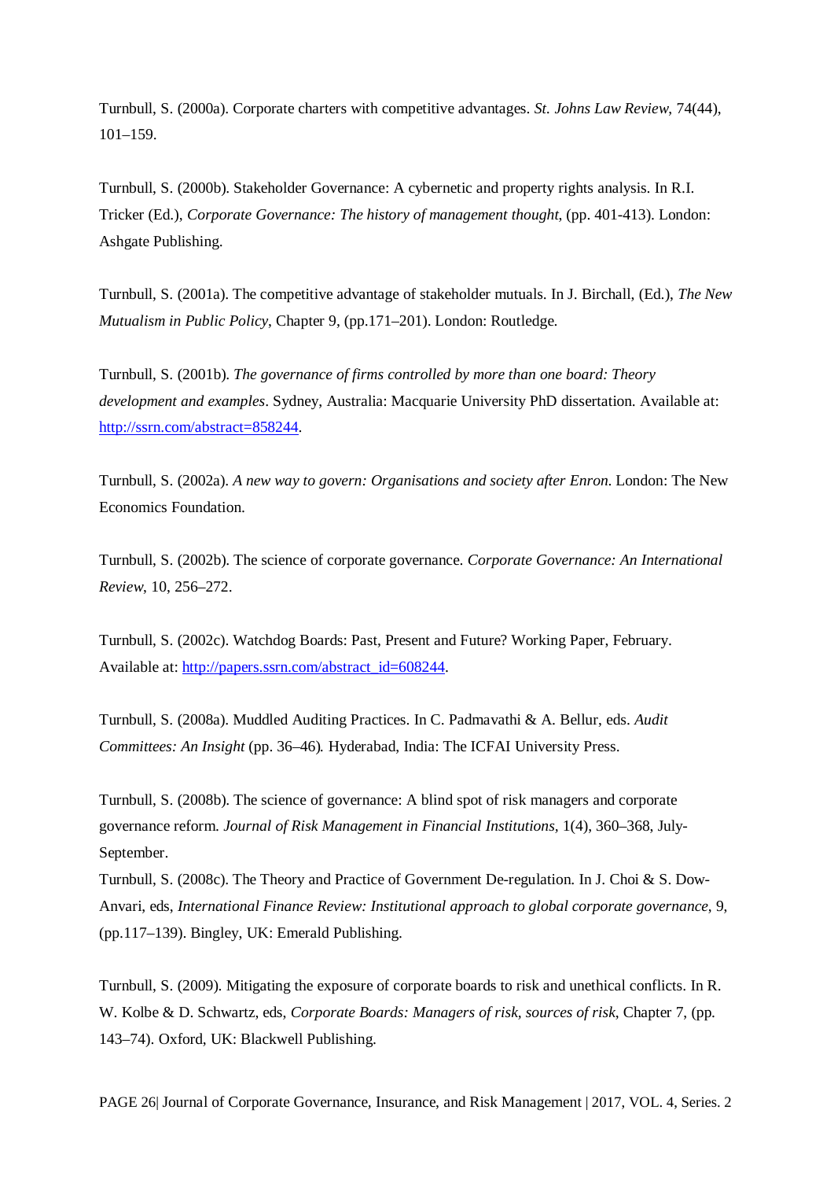Turnbull, S. (2000a). Corporate charters with competitive advantages. *St. Johns Law Review*, 74(44), 101–159.

Turnbull, S. (2000b). Stakeholder Governance: A cybernetic and property rights analysis. In R.I. Tricker (Ed.), *Corporate Governance: The history of management thought*, (pp. 401-413). London: Ashgate Publishing.

Turnbull, S. (2001a). The competitive advantage of stakeholder mutuals. In J. Birchall, (Ed.), *The New Mutualism in Public Policy*, Chapter 9, (pp.171–201). London: Routledge.

Turnbull, S. (2001b). *The governance of firms controlled by more than one board: Theory development and examples*. Sydney, Australia: Macquarie University PhD dissertation. Available at: [http://ssrn.com/abstract=858244](http://ssrn.com/abstract=858244).

Turnbull, S. (2002a). *A new way to govern: Organisations and society after Enron*. London: The New Economics Foundation.

Turnbull, S. (2002b). The science of corporate governance. *Corporate Governance: An International Review*, 10, 256–272.

Turnbull, S. (2002c). Watchdog Boards: Past, Present and Future? Working Paper, February. Available at: [http://papers.ssrn.com/abstract_id=608244](http://papers.ssrn.com/abstract_id=608244).

Turnbull, S. (2008a). Muddled Auditing Practices. In C. Padmavathi & A. Bellur, eds. *Audit Committees: An Insight* (pp. 36–46)*.* Hyderabad, India: The ICFAI University Press.

Turnbull, S. (2008b). The science of governance: A blind spot of risk managers and corporate governance reform. *Journal of Risk Management in Financial Institutions,* 1(4), 360–368, July-September.

Turnbull, S. (2008c). The Theory and Practice of Government De-regulation. In J. Choi & S. Dow-Anvari, eds, *International Finance Review: Institutional approach to global corporate governance*, 9, (pp.117–139). Bingley, UK: Emerald Publishing.

Turnbull, S. (2009). Mitigating the exposure of corporate boards to risk and unethical conflicts. In R. W. Kolbe & D. Schwartz, eds, *Corporate Boards: Managers of risk, sources of risk*, Chapter 7, (pp. 143–74). Oxford, UK: Blackwell Publishing.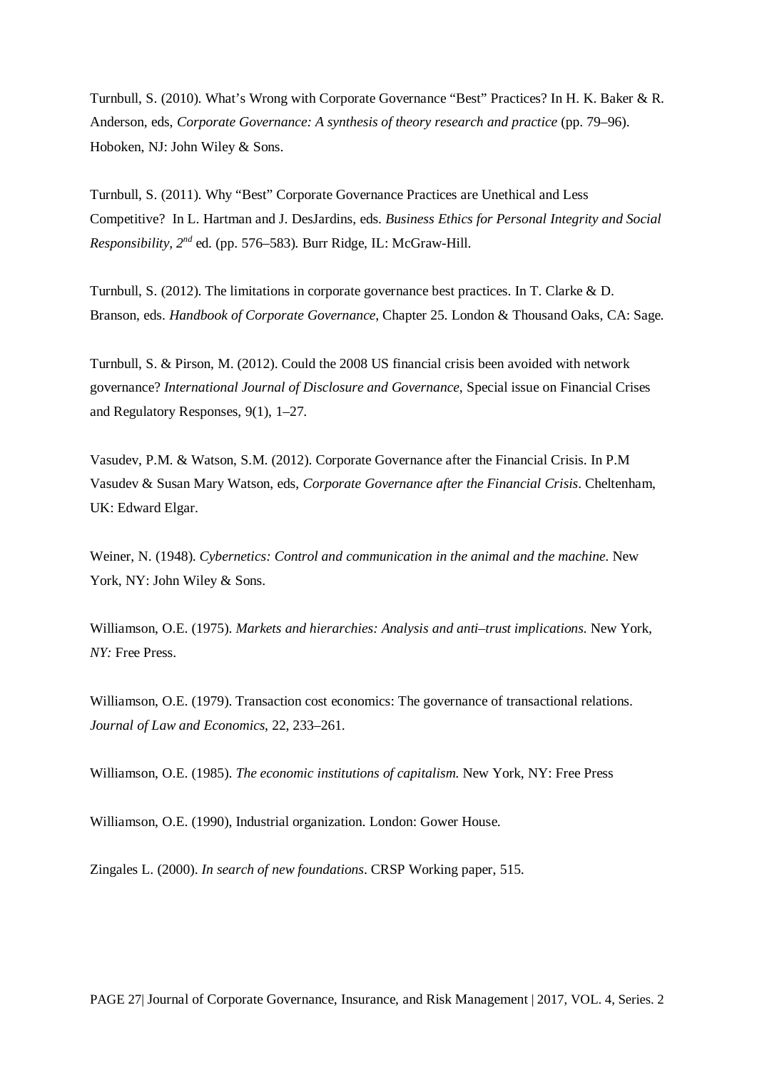Turnbull, S. (2010). What's Wrong with Corporate Governance "Best" Practices? In H. K. Baker & R. Anderson, eds, *Corporate Governance: A synthesis of theory research and practice* (pp. 79–96). Hoboken, NJ: John Wiley & Sons.

Turnbull, S. (2011). Why "Best" Corporate Governance Practices are Unethical and Less Competitive? In L. Hartman and J. DesJardins, eds. *Business Ethics for Personal Integrity and Social Responsibility, 2nd* ed. (pp. 576–583). Burr Ridge, IL: McGraw-Hill.

Turnbull, S. (2012). The limitations in corporate governance best practices. In T. Clarke & D. Branson, eds. *Handbook of Corporate Governance*, Chapter 25. London & Thousand Oaks, CA: Sage.

Turnbull, S. & Pirson, M. (2012). Could the 2008 US financial crisis been avoided with network governance? *International Journal of Disclosure and Governance*, Special issue on Financial Crises and Regulatory Responses, 9(1), 1–27.

Vasudev, P.M. & Watson, S.M. (2012). Corporate Governance after the Financial Crisis. In P.M Vasudev & Susan Mary Watson, eds, *Corporate Governance after the Financial Crisis*. Cheltenham, UK: Edward Elgar.

Weiner, N. (1948). *Cybernetics: Control and communication in the animal and the machine*. New York, NY: John Wiley & Sons.

Williamson, O.E. (1975). *Markets and hierarchies: Analysis and anti–trust implications*. New York, *NY:* Free Press.

Williamson, O.E. (1979). Transaction cost economics: The governance of transactional relations. *Journal of Law and Economics*, 22, 233–261.

Williamson, O.E. (1985). *The economic institutions of capitalism*. New York, NY: Free Press

Williamson, O.E. (1990), Industrial organization. London: Gower House.

Zingales L. (2000). *In search of new foundations*. CRSP Working paper, 515.